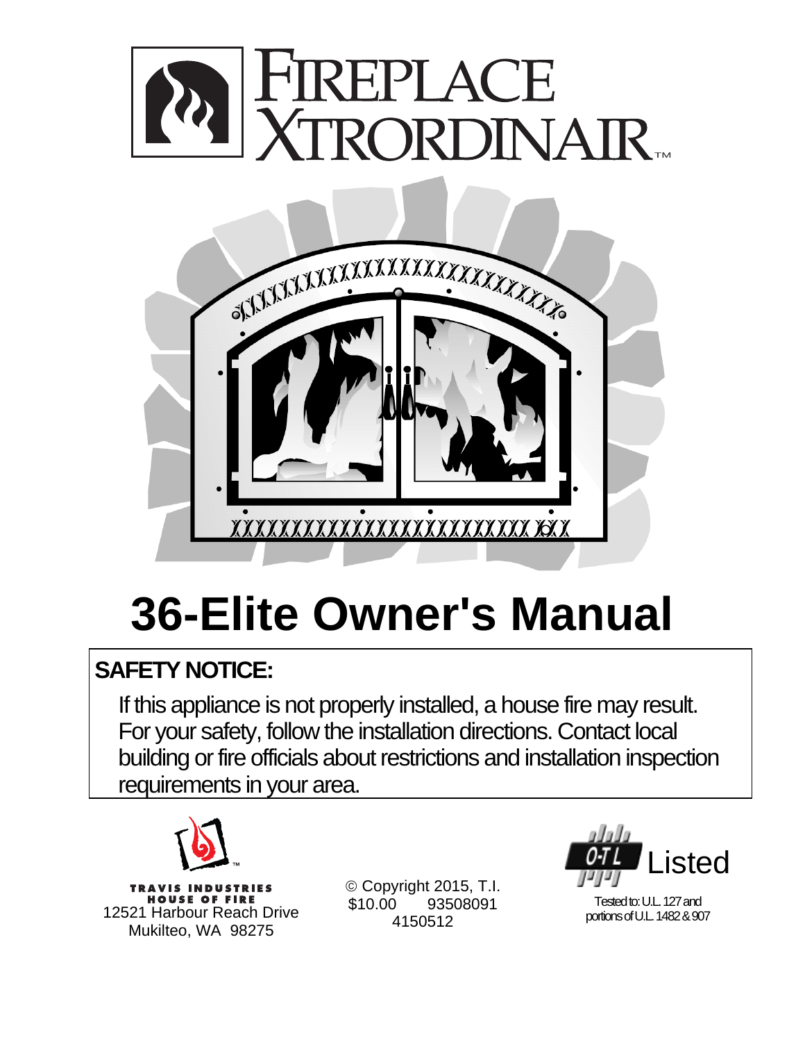FIREPLACE XTRORDINAIR™

# 36-Elite Owner's Manual

## SAFETY NOTICE:

If this appliance is not properly installed, a house fire may result. For your safety, follow the installation directions. Contact local building or fire officials about restrictions and installation inspection requirements in your area.

TRAVIS INDUSTRIES
HOUSE OF FIRE
12521 Harbour Reach Drive
Mukilteo, WA 98275

© Copyright 2015, T.I.
$10.00 93508091
4150512

O-TL Listed
Tested to: U.L. 127 and portions of U.L. 1482 & 907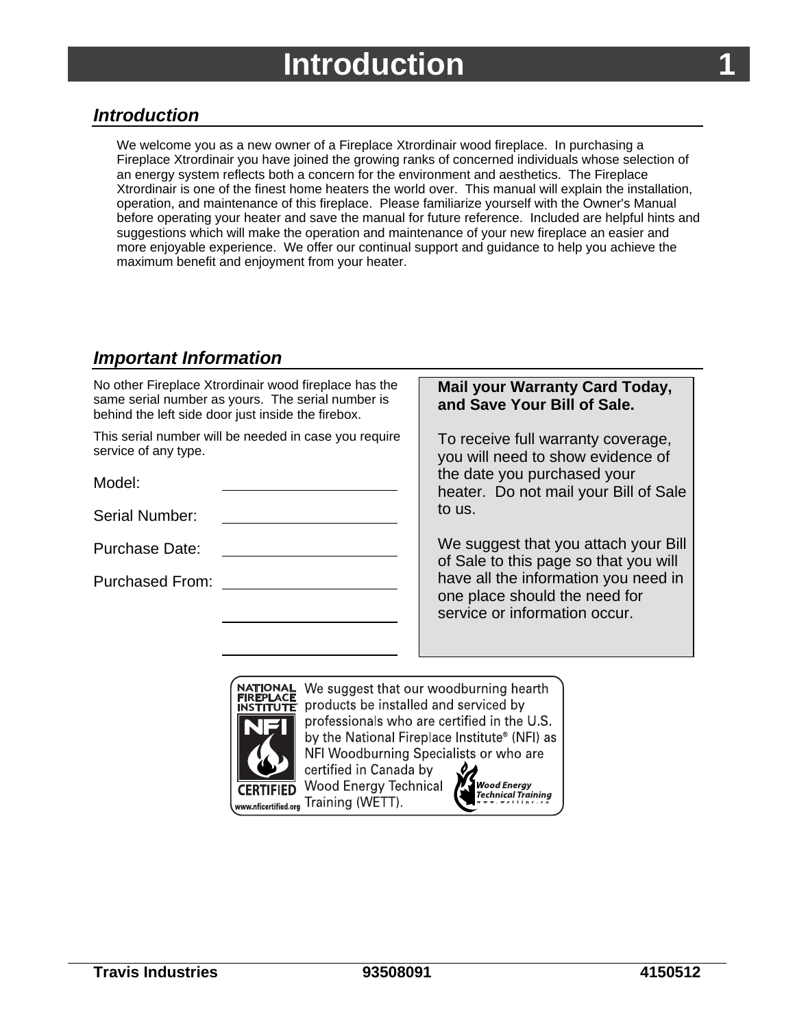# Introduction

## Introduction

We welcome you as a new owner of a Fireplace Xtrordinair wood fireplace. In purchasing a Fireplace Xtrordinair you have joined the growing ranks of concerned individuals whose selection of an energy system reflects both a concern for the environment and aesthetics. The Fireplace Xtrordinair is one of the finest home heaters the world over. This manual will explain the installation, operation, and maintenance of this fireplace. Please familiarize yourself with the Owner's Manual before operating your heater and save the manual for future reference. Included are helpful hints and suggestions which will make the operation and maintenance of your new fireplace an easier and more enjoyable experience. We offer our continual support and guidance to help you achieve the maximum benefit and enjoyment from your heater.

## Important Information

No other Fireplace Xtrordinair wood fireplace has the same serial number as yours. The serial number is behind the left side door just inside the firebox.

This serial number will be needed in case you require service of any type.

Model: ____________________

Serial Number: ____________________

Purchase Date: ____________________

Purchased From: ____________________

____________________

____________________

**Mail your Warranty Card Today, and Save Your Bill of Sale.**

To receive full warranty coverage, you will need to show evidence of the date you purchased your heater. Do not mail your Bill of Sale to us.

We suggest that you attach your Bill of Sale to this page so that you will have all the information you need in one place should the need for service or information occur.

NATIONAL FIREPLACE INSTITUTE® NFI CERTIFIED www.nficertified.org

We suggest that our woodburning hearth products be installed and serviced by professionals who are certified in the U.S. by the National Fireplace Institute® (NFI) as NFI Woodburning Specialists or who are certified in Canada by Wood Energy Technical Training (WETT).

Wood Energy Technical Training www.wettinc.ca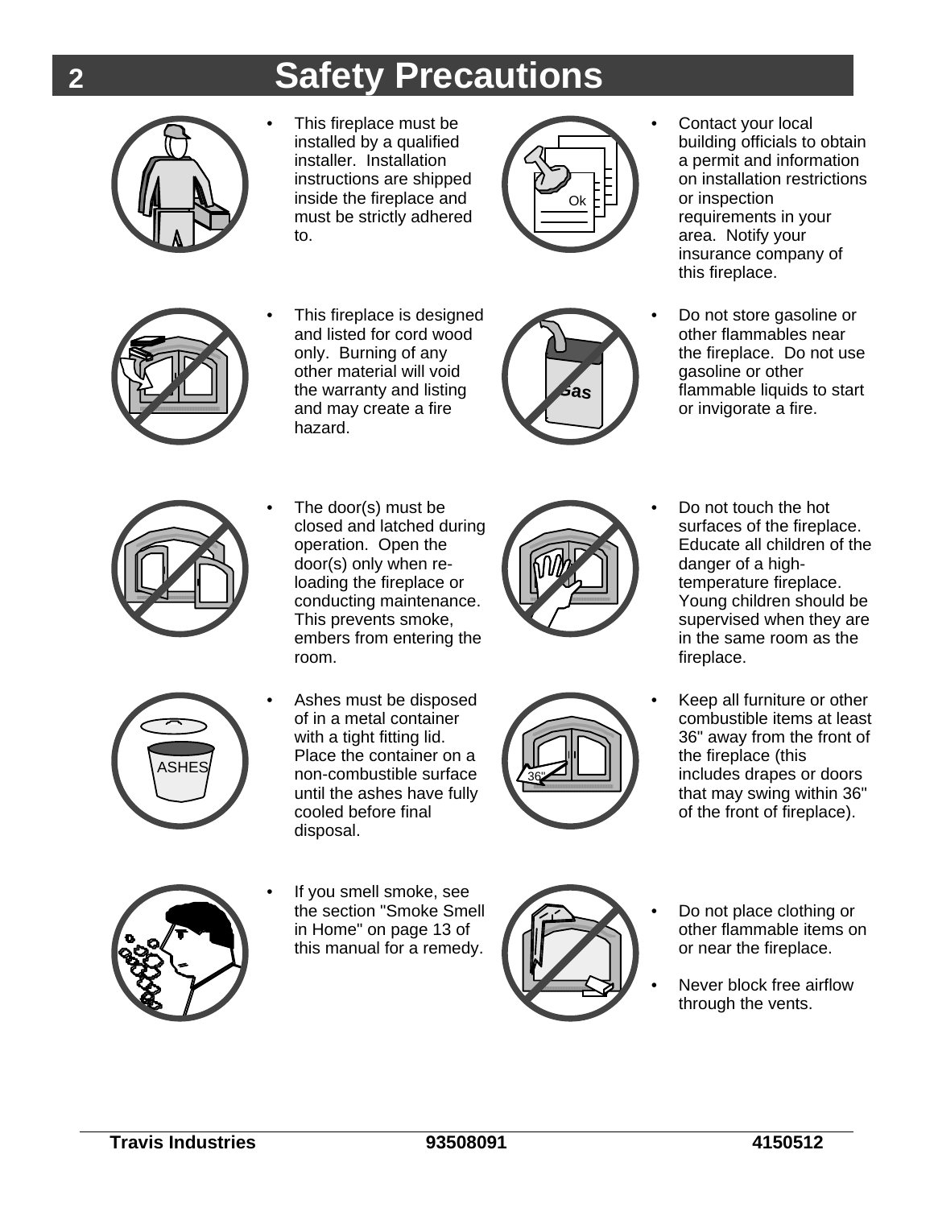# Safety Precautions

- This fireplace must be installed by a qualified installer. Installation instructions are shipped inside the fireplace and must be strictly adhered to.

- Contact your local building officials to obtain a permit and information on installation restrictions or inspection requirements in your area. Notify your insurance company of this fireplace.

- This fireplace is designed and listed for cord wood only. Burning of any other material will void the warranty and listing and may create a fire hazard.

- Do not store gasoline or other flammables near the fireplace. Do not use gasoline or other flammable liquids to start or invigorate a fire.

- The door(s) must be closed and latched during operation. Open the door(s) only when re-loading the fireplace or conducting maintenance. This prevents smoke, embers from entering the room.

- Do not touch the hot surfaces of the fireplace. Educate all children of the danger of a high-temperature fireplace. Young children should be supervised when they are in the same room as the fireplace.

- Ashes must be disposed of in a metal container with a tight fitting lid. Place the container on a non-combustible surface until the ashes have fully cooled before final disposal.

- Keep all furniture or other combustible items at least 36" away from the front of the fireplace (this includes drapes or doors that may swing within 36" of the front of fireplace).

- If you smell smoke, see the section "Smoke Smell in Home" on page 13 of this manual for a remedy.

- Do not place clothing or other flammable items on or near the fireplace.

- Never block free airflow through the vents.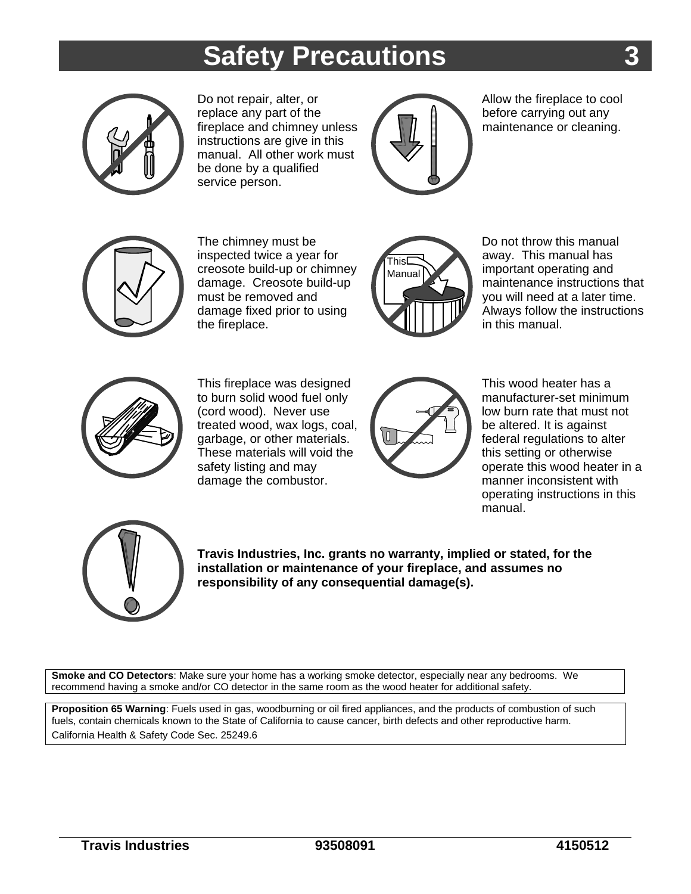# Safety Precautions

Do not repair, alter, or replace any part of the fireplace and chimney unless instructions are give in this manual. All other work must be done by a qualified service person.

Allow the fireplace to cool before carrying out any maintenance or cleaning.

The chimney must be inspected twice a year for creosote build-up or chimney damage. Creosote build-up must be removed and damage fixed prior to using the fireplace.

Do not throw this manual away. This manual has important operating and maintenance instructions that you will need at a later time. Always follow the instructions in this manual.

This fireplace was designed to burn solid wood fuel only (cord wood). Never use treated wood, wax logs, coal, garbage, or other materials. These materials will void the safety listing and may damage the combustor.

This wood heater has a manufacturer-set minimum low burn rate that must not be altered. It is against federal regulations to alter this setting or otherwise operate this wood heater in a manner inconsistent with operating instructions in this manual.

**Travis Industries, Inc. grants no warranty, implied or stated, for the installation or maintenance of your fireplace, and assumes no responsibility of any consequential damage(s).**

**Smoke and CO Detectors**: Make sure your home has a working smoke detector, especially near any bedrooms. We recommend having a smoke and/or CO detector in the same room as the wood heater for additional safety.

**Proposition 65 Warning**: Fuels used in gas, woodburning or oil fired appliances, and the products of combustion of such fuels, contain chemicals known to the State of California to cause cancer, birth defects and other reproductive harm.
California Health & Safety Code Sec. 25249.6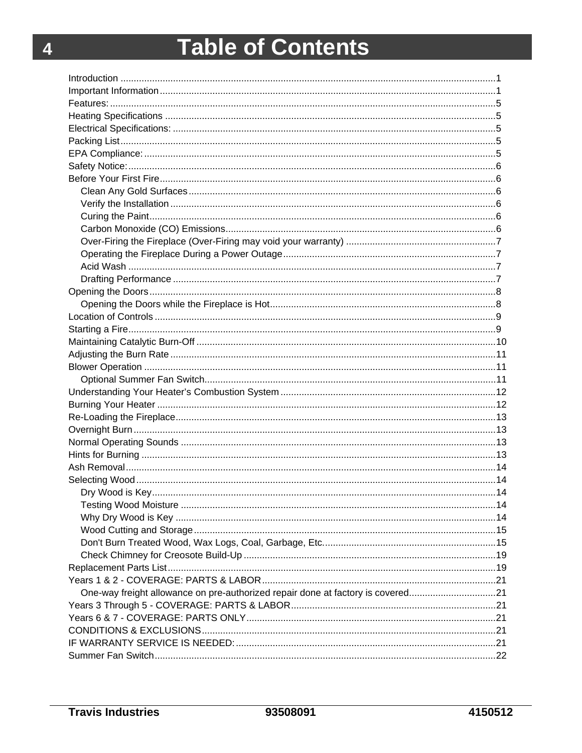# Table of Contents

Introduction ........................................................................................................................................1
Important Information ..........................................................................................................................1
Features: ..............................................................................................................................................5
Heating Specifications .........................................................................................................................5
Electrical Specifications: .......................................................................................................................5
Packing List .........................................................................................................................................5
EPA Compliance: .................................................................................................................................5
Safety Notice: .......................................................................................................................................6
Before Your First Fire ...........................................................................................................................6
- Clean Any Gold Surfaces ...................................................................................................................6
- Verify the Installation .........................................................................................................................6
- Curing the Paint .................................................................................................................................6
- Carbon Monoxide (CO) Emissions ......................................................................................................6
- Over-Firing the Fireplace (Over-Firing may void your warranty) .........................................................7
- Operating the Fireplace During a Power Outage .................................................................................7
- Acid Wash ..........................................................................................................................................7
- Drafting Performance .........................................................................................................................7

Opening the Doors ...............................................................................................................................8
- Opening the Doors while the Fireplace is Hot .....................................................................................8

Location of Controls .............................................................................................................................9
Starting a Fire ......................................................................................................................................9
Maintaining Catalytic Burn-Off ............................................................................................................10
Adjusting the Burn Rate ......................................................................................................................11
Blower Operation ................................................................................................................................11
- Optional Summer Fan Switch ............................................................................................................11

Understanding Your Heater's Combustion System ...............................................................................12
Burning Your Heater ...........................................................................................................................12
Re-Loading the Fireplace .....................................................................................................................13
Overnight Burn ...................................................................................................................................13
Normal Operating Sounds ...................................................................................................................13
Hints for Burning ................................................................................................................................13
Ash Removal .......................................................................................................................................14
Selecting Wood ...................................................................................................................................14
- Dry Wood is Key ...............................................................................................................................14
- Testing Wood Moisture .....................................................................................................................14
- Why Dry Wood is Key .......................................................................................................................14
- Wood Cutting and Storage .................................................................................................................15
- Don't Burn Treated Wood, Wax Logs, Coal, Garbage, Etc. ..................................................................15
- Check Chimney for Creosote Build-Up ...............................................................................................19

Replacement Parts List ........................................................................................................................19
Years 1 & 2 - COVERAGE: PARTS & LABOR .......................................................................................21
- One-way freight allowance on pre-authorized repair done at factory is covered ..................................21

Years 3 Through 5 - COVERAGE: PARTS & LABOR ............................................................................21
Years 6 & 7 - COVERAGE: PARTS ONLY .............................................................................................21
CONDITIONS & EXCLUSIONS ...........................................................................................................21
IF WARRANTY SERVICE IS NEEDED: .................................................................................................21
Summer Fan Switch ............................................................................................................................22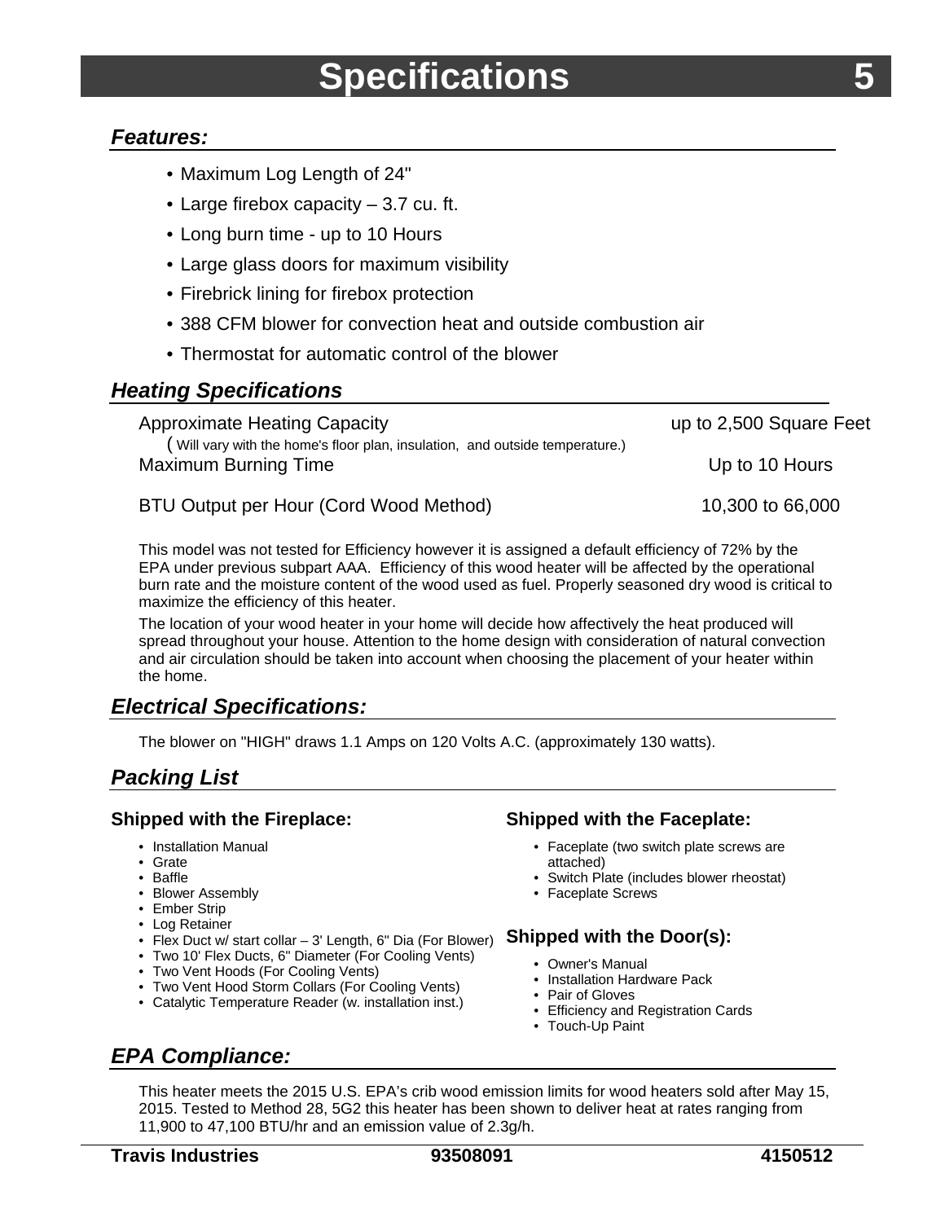# Specifications 5

## *Features:*

- Maximum Log Length of 24"
- Large firebox capacity – 3.7 cu. ft.
- Long burn time - up to 10 Hours
- Large glass doors for maximum visibility
- Firebrick lining for firebox protection
- 388 CFM blower for convection heat and outside combustion air
- Thermostat for automatic control of the blower

## *Heating Specifications*

| | |
|---|---|
| Approximate Heating Capacity<br>( Will vary with the home's floor plan, insulation, and outside temperature.) | up to 2,500 Square Feet |
| Maximum Burning Time | Up to 10 Hours |
| BTU Output per Hour (Cord Wood Method) | 10,300 to 66,000 |

This model was not tested for Efficiency however it is assigned a default efficiency of 72% by the EPA under previous subpart AAA. Efficiency of this wood heater will be affected by the operational burn rate and the moisture content of the wood used as fuel. Properly seasoned dry wood is critical to maximize the efficiency of this heater.

The location of your wood heater in your home will decide how affectively the heat produced will spread throughout your house. Attention to the home design with consideration of natural convection and air circulation should be taken into account when choosing the placement of your heater within the home.

## *Electrical Specifications:*

The blower on "HIGH" draws 1.1 Amps on 120 Volts A.C. (approximately 130 watts).

## *Packing List*

### Shipped with the Fireplace:

- Installation Manual
- Grate
- Baffle
- Blower Assembly
- Ember Strip
- Log Retainer
- Flex Duct w/ start collar – 3' Length, 6" Dia (For Blower)
- Two 10' Flex Ducts, 6" Diameter (For Cooling Vents)
- Two Vent Hoods (For Cooling Vents)
- Two Vent Hood Storm Collars (For Cooling Vents)
- Catalytic Temperature Reader (w. installation inst.)

### Shipped with the Faceplate:

- Faceplate (two switch plate screws are attached)
- Switch Plate (includes blower rheostat)
- Faceplate Screws

### Shipped with the Door(s):

- Owner's Manual
- Installation Hardware Pack
- Pair of Gloves
- Efficiency and Registration Cards
- Touch-Up Paint

## *EPA Compliance:*

This heater meets the 2015 U.S. EPA's crib wood emission limits for wood heaters sold after May 15, 2015. Tested to Method 28, 5G2 this heater has been shown to deliver heat at rates ranging from 11,900 to 47,100 BTU/hr and an emission value of 2.3g/h.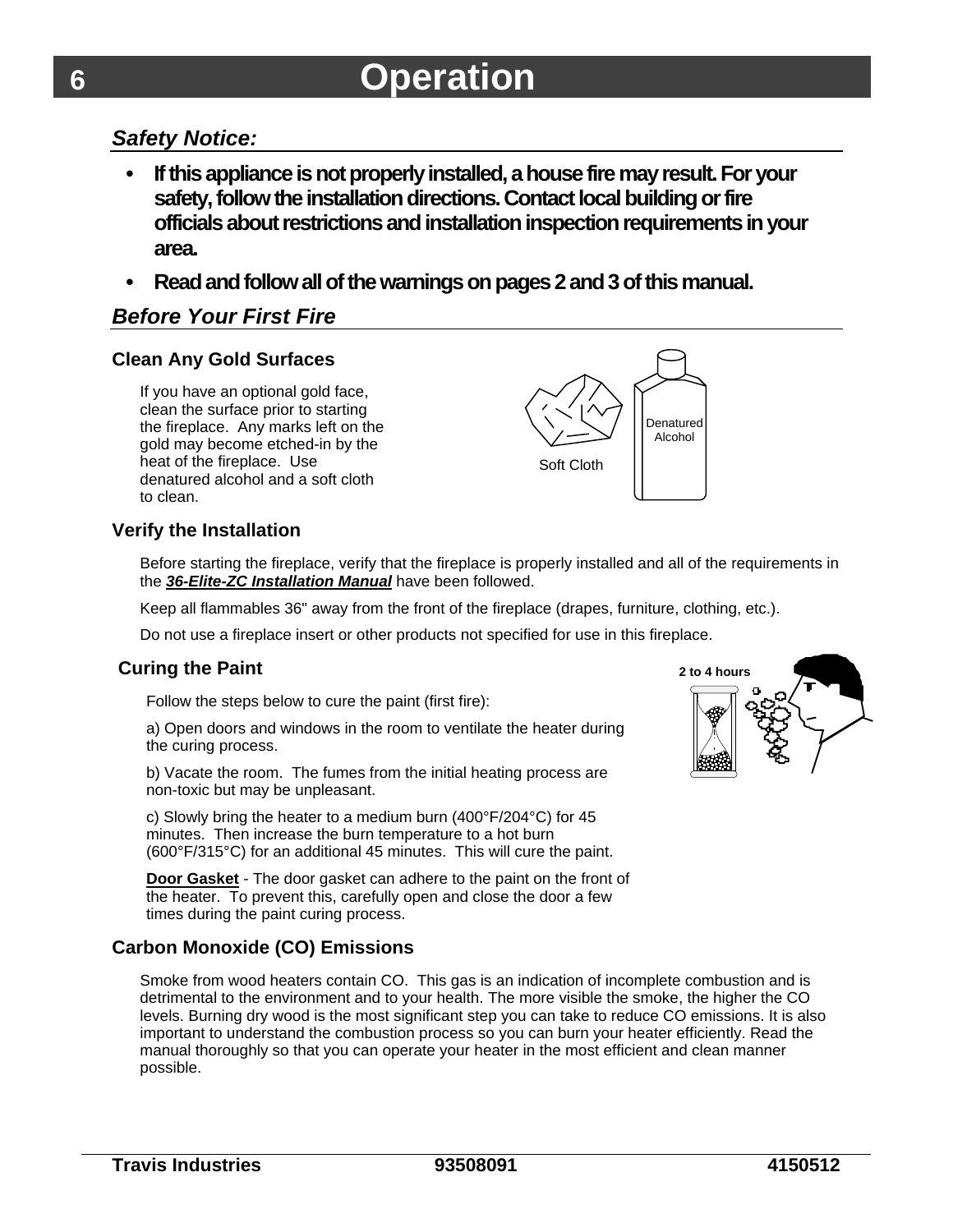# Operation

## *Safety Notice:*

- **If this appliance is not properly installed, a house fire may result. For your safety, follow the installation directions. Contact local building or fire officials about restrictions and installation inspection requirements in your area.**
- **Read and follow all of the warnings on pages 2 and 3 of this manual.**

## *Before Your First Fire*

### Clean Any Gold Surfaces

If you have an optional gold face, clean the surface prior to starting the fireplace. Any marks left on the gold may become etched-in by the heat of the fireplace. Use denatured alcohol and a soft cloth to clean.

Soft Cloth

Denatured Alcohol

### Verify the Installation

Before starting the fireplace, verify that the fireplace is properly installed and all of the requirements in the ***36-Elite-ZC Installation Manual*** have been followed.

Keep all flammables 36" away from the front of the fireplace (drapes, furniture, clothing, etc.).

Do not use a fireplace insert or other products not specified for use in this fireplace.

### Curing the Paint

**2 to 4 hours**

Follow the steps below to cure the paint (first fire):

a) Open doors and windows in the room to ventilate the heater during the curing process.

b) Vacate the room. The fumes from the initial heating process are non-toxic but may be unpleasant.

c) Slowly bring the heater to a medium burn (400°F/204°C) for 45 minutes. Then increase the burn temperature to a hot burn (600°F/315°C) for an additional 45 minutes. This will cure the paint.

**Door Gasket** - The door gasket can adhere to the paint on the front of the heater. To prevent this, carefully open and close the door a few times during the paint curing process.

### Carbon Monoxide (CO) Emissions

Smoke from wood heaters contain CO. This gas is an indication of incomplete combustion and is detrimental to the environment and to your health. The more visible the smoke, the higher the CO levels. Burning dry wood is the most significant step you can take to reduce CO emissions. It is also important to understand the combustion process so you can burn your heater efficiently. Read the manual thoroughly so that you can operate your heater in the most efficient and clean manner possible.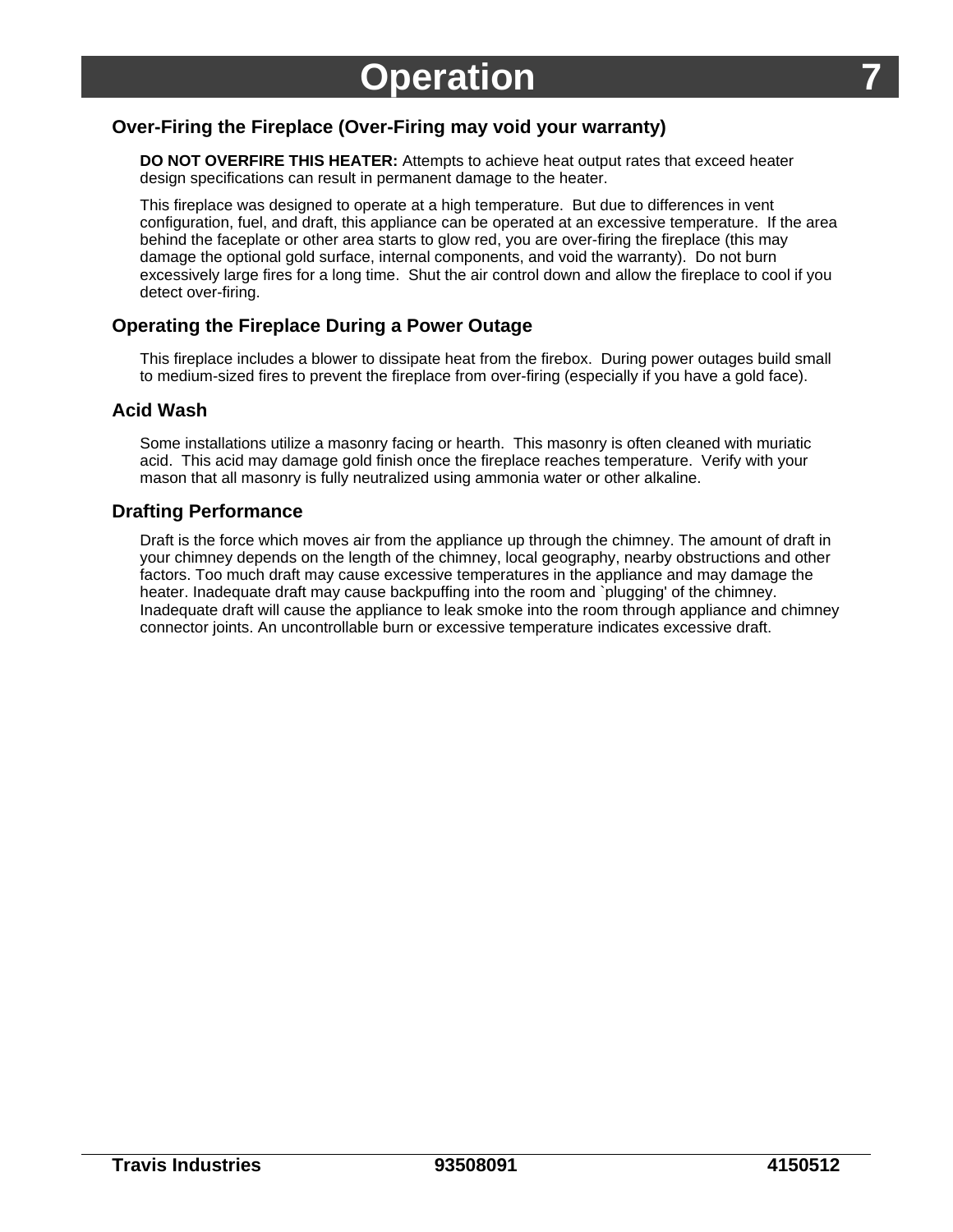# Operation

## Over-Firing the Fireplace (Over-Firing may void your warranty)

**DO NOT OVERFIRE THIS HEATER:** Attempts to achieve heat output rates that exceed heater design specifications can result in permanent damage to the heater.

This fireplace was designed to operate at a high temperature. But due to differences in vent configuration, fuel, and draft, this appliance can be operated at an excessive temperature. If the area behind the faceplate or other area starts to glow red, you are over-firing the fireplace (this may damage the optional gold surface, internal components, and void the warranty). Do not burn excessively large fires for a long time. Shut the air control down and allow the fireplace to cool if you detect over-firing.

## Operating the Fireplace During a Power Outage

This fireplace includes a blower to dissipate heat from the firebox. During power outages build small to medium-sized fires to prevent the fireplace from over-firing (especially if you have a gold face).

## Acid Wash

Some installations utilize a masonry facing or hearth. This masonry is often cleaned with muriatic acid. This acid may damage gold finish once the fireplace reaches temperature. Verify with your mason that all masonry is fully neutralized using ammonia water or other alkaline.

## Drafting Performance

Draft is the force which moves air from the appliance up through the chimney. The amount of draft in your chimney depends on the length of the chimney, local geography, nearby obstructions and other factors. Too much draft may cause excessive temperatures in the appliance and may damage the heater. Inadequate draft may cause backpuffing into the room and `plugging' of the chimney. Inadequate draft will cause the appliance to leak smoke into the room through appliance and chimney connector joints. An uncontrollable burn or excessive temperature indicates excessive draft.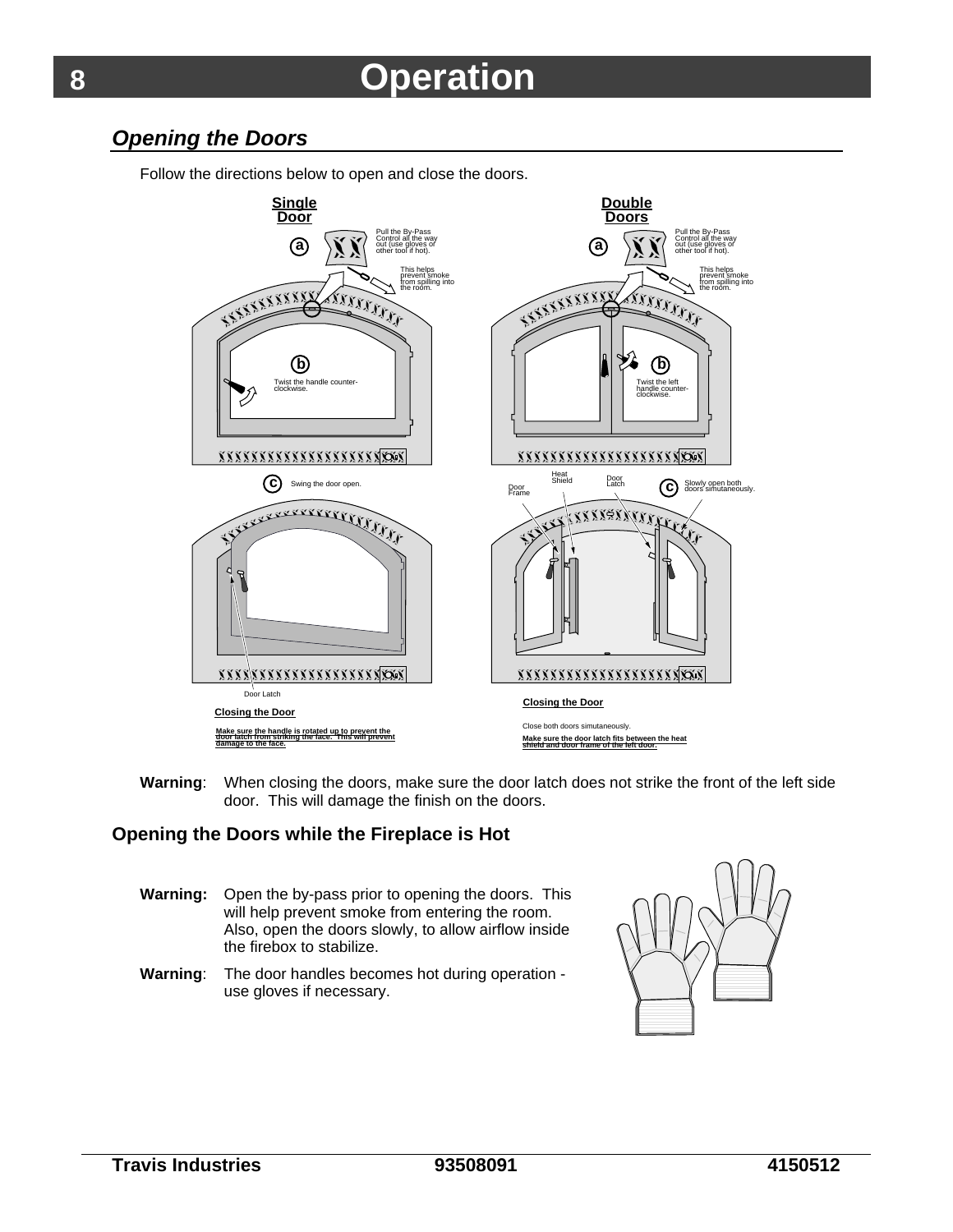# Operation

## *Opening the Doors*

Follow the directions below to open and close the doors.

**Single Door**

a — Pull the By-Pass Control all the way out (use gloves or other tool if hot).

This helps prevent smoke from spilling into the room.

b — Twist the handle counter-clockwise.

c — Swing the door open.

Door Latch

**Closing the Door**

**Make sure the handle is rotated up to prevent the door latch from striking the face. This will prevent damage to the face.**

**Double Doors**

a — Pull the By-Pass Control all the way out (use gloves or other tool if hot).

This helps prevent smoke from spilling into the room.

b — Twist the left handle counter-clockwise.

c — Slowly open both doors simutaneously.

Heat Shield

Door Frame

Door Latch

**Closing the Door**

Close both doors simutaneously.

**Make sure the door latch fits between the heat shield and door frame of the left door.**

**Warning**: When closing the doors, make sure the door latch does not strike the front of the left side door. This will damage the finish on the doors.

### Opening the Doors while the Fireplace is Hot

**Warning:** Open the by-pass prior to opening the doors. This will help prevent smoke from entering the room. Also, open the doors slowly, to allow airflow inside the firebox to stabilize.

**Warning**: The door handles becomes hot during operation - use gloves if necessary.

**Travis Industries** **93508091** **4150512**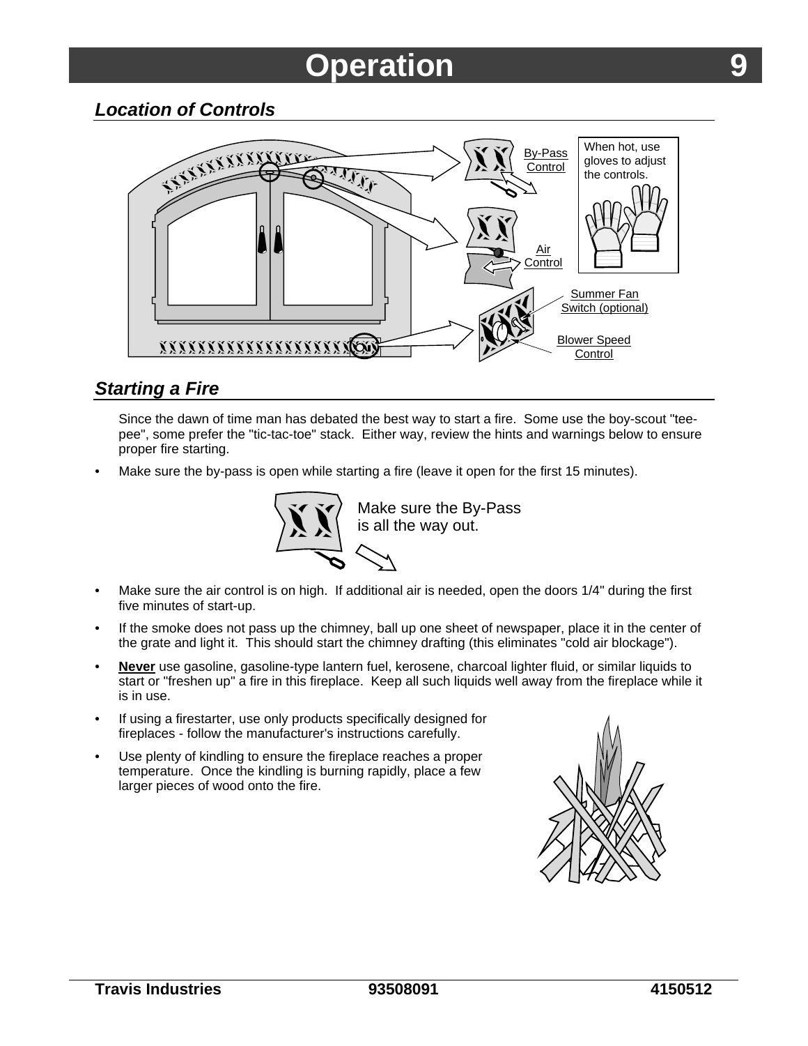# Operation

## Location of Controls

By-Pass Control

When hot, use gloves to adjust the controls.

Air Control

Summer Fan Switch (optional)

Blower Speed Control

## Starting a Fire

Since the dawn of time man has debated the best way to start a fire. Some use the boy-scout "tee-pee", some prefer the "tic-tac-toe" stack. Either way, review the hints and warnings below to ensure proper fire starting.

- Make sure the by-pass is open while starting a fire (leave it open for the first 15 minutes).

Make sure the By-Pass is all the way out.

- Make sure the air control is on high. If additional air is needed, open the doors 1/4" during the first five minutes of start-up.
- If the smoke does not pass up the chimney, ball up one sheet of newspaper, place it in the center of the grate and light it. This should start the chimney drafting (this eliminates "cold air blockage").
- **Never** use gasoline, gasoline-type lantern fuel, kerosene, charcoal lighter fluid, or similar liquids to start or "freshen up" a fire in this fireplace. Keep all such liquids well away from the fireplace while it is in use.
- If using a firestarter, use only products specifically designed for fireplaces - follow the manufacturer's instructions carefully.
- Use plenty of kindling to ensure the fireplace reaches a proper temperature. Once the kindling is burning rapidly, place a few larger pieces of wood onto the fire.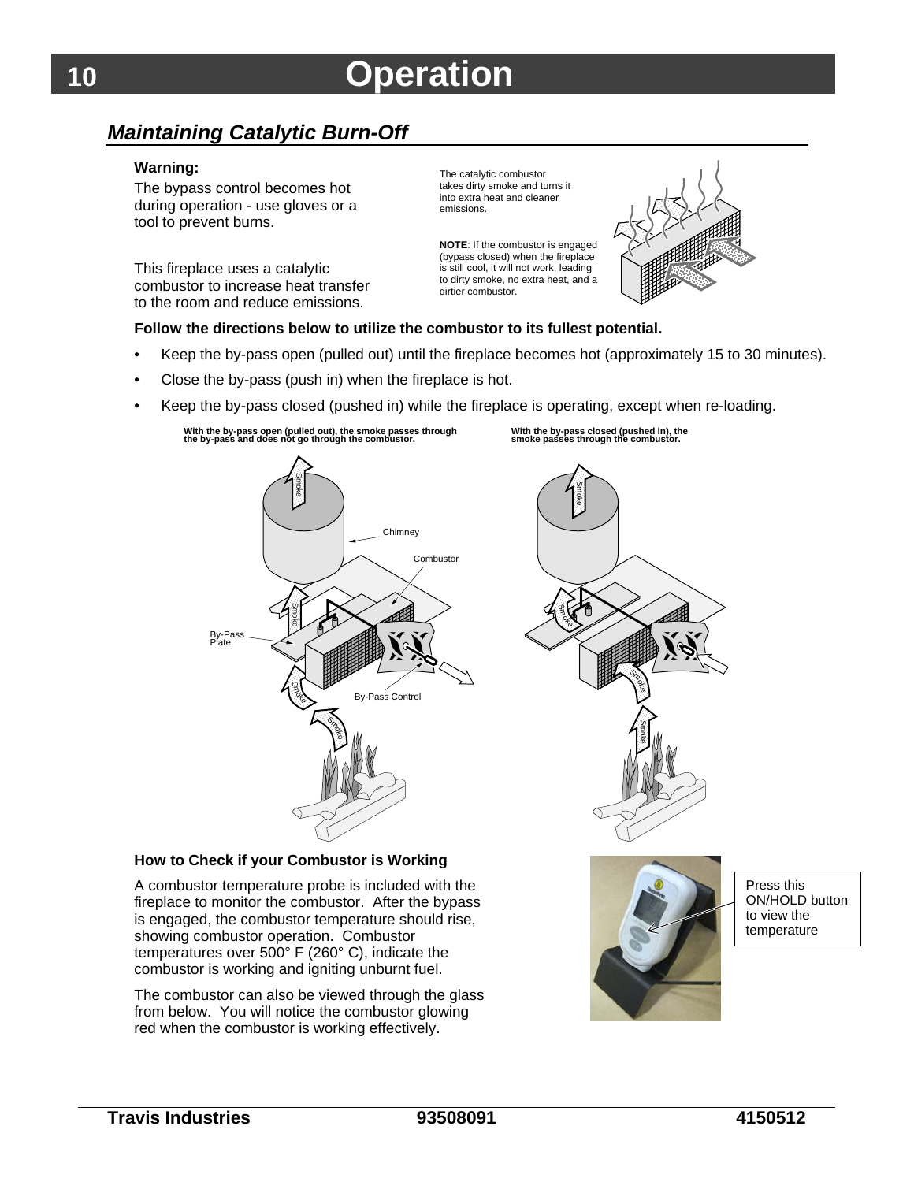# Operation

## *Maintaining Catalytic Burn-Off*

**Warning:**

The bypass control becomes hot during operation - use gloves or a tool to prevent burns.

This fireplace uses a catalytic combustor to increase heat transfer to the room and reduce emissions.

The catalytic combustor takes dirty smoke and turns it into extra heat and cleaner emissions.

**NOTE**: If the combustor is engaged (bypass closed) when the fireplace is still cool, it will not work, leading to dirty smoke, no extra heat, and a dirtier combustor.

**Follow the directions below to utilize the combustor to its fullest potential.**

- Keep the by-pass open (pulled out) until the fireplace becomes hot (approximately 15 to 30 minutes).
- Close the by-pass (push in) when the fireplace is hot.
- Keep the by-pass closed (pushed in) while the fireplace is operating, except when re-loading.

**With the by-pass open (pulled out), the smoke passes through the by-pass and does not go through the combustor.**

**With the by-pass closed (pushed in), the smoke passes through the combustor.**

### How to Check if your Combustor is Working

A combustor temperature probe is included with the fireplace to monitor the combustor. After the bypass is engaged, the combustor temperature should rise, showing combustor operation. Combustor temperatures over 500° F (260° C), indicate the combustor is working and igniting unburnt fuel.

The combustor can also be viewed through the glass from below. You will notice the combustor glowing red when the combustor is working effectively.

Press this ON/HOLD button to view the temperature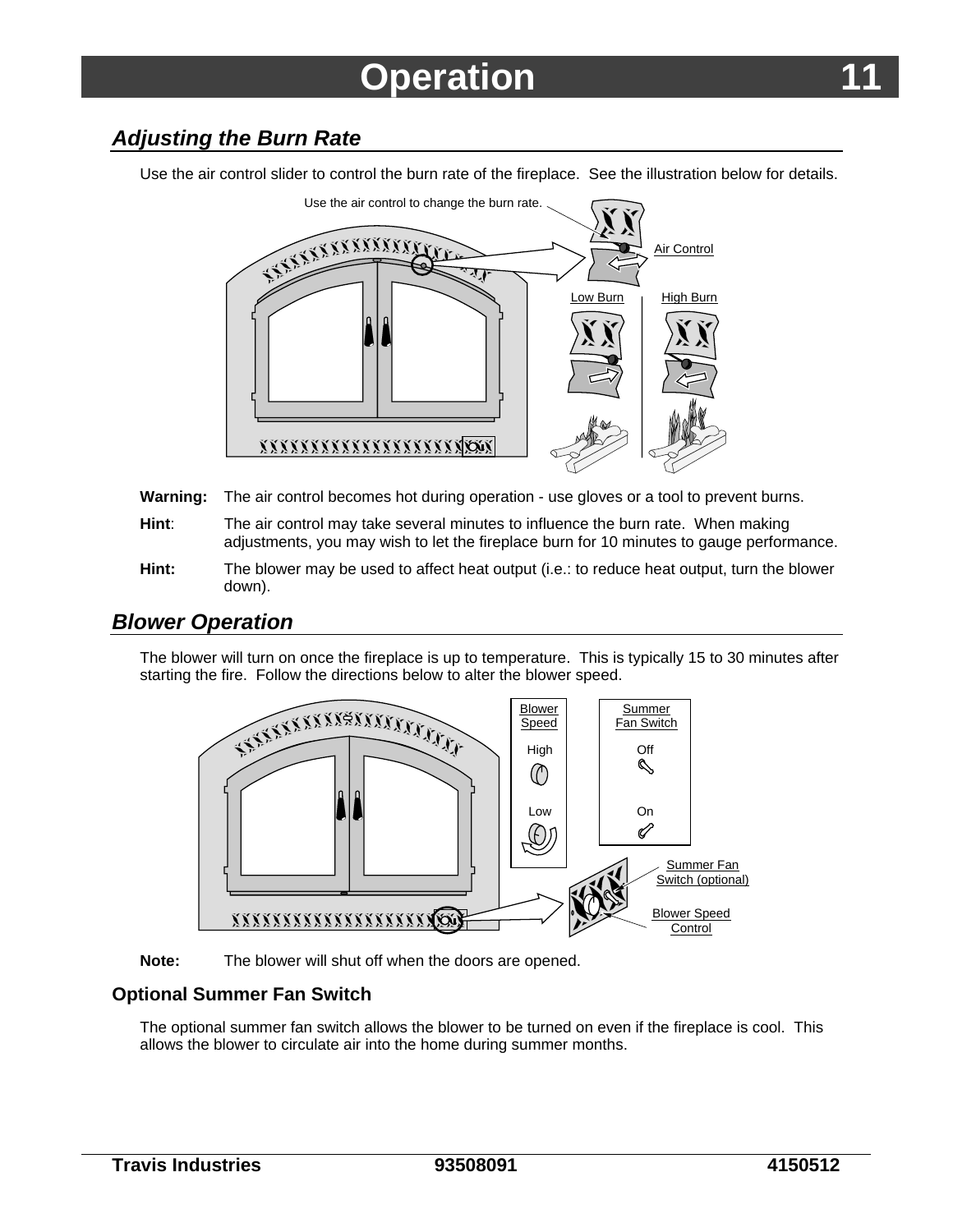# Operation

## *Adjusting the Burn Rate*

Use the air control slider to control the burn rate of the fireplace. See the illustration below for details.

Use the air control to change the burn rate.

Air Control

Low Burn

High Burn

**Warning:** The air control becomes hot during operation - use gloves or a tool to prevent burns.

**Hint**: The air control may take several minutes to influence the burn rate. When making adjustments, you may wish to let the fireplace burn for 10 minutes to gauge performance.

**Hint:** The blower may be used to affect heat output (i.e.: to reduce heat output, turn the blower down).

## *Blower Operation*

The blower will turn on once the fireplace is up to temperature. This is typically 15 to 30 minutes after starting the fire. Follow the directions below to alter the blower speed.

Blower Speed

High

Low

Summer Fan Switch

Off

On

Summer Fan Switch (optional)

Blower Speed Control

**Note:** The blower will shut off when the doors are opened.

### Optional Summer Fan Switch

The optional summer fan switch allows the blower to be turned on even if the fireplace is cool. This allows the blower to circulate air into the home during summer months.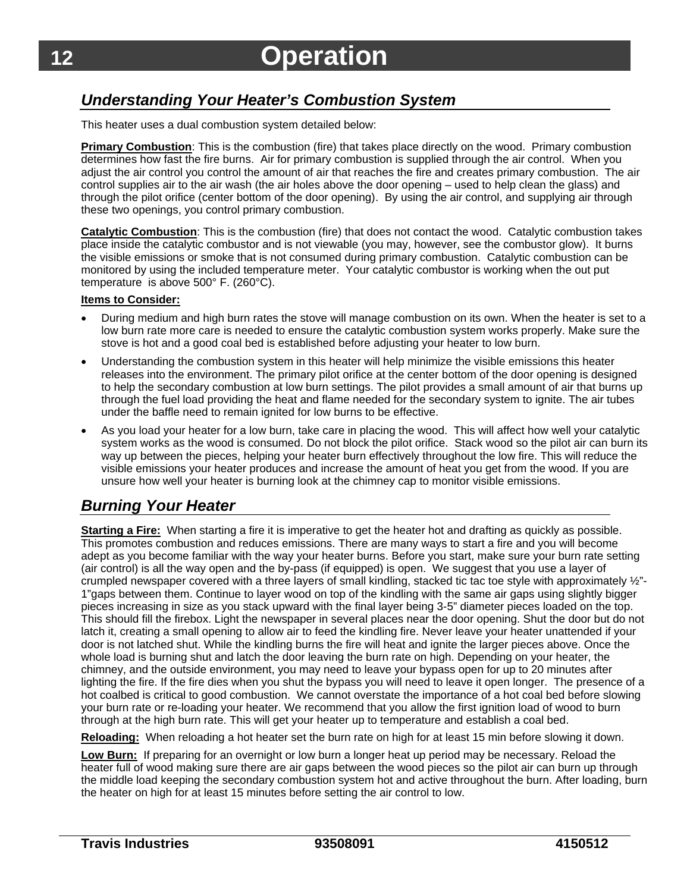# Operation

## *Understanding Your Heater's Combustion System*

This heater uses a dual combustion system detailed below:

**Primary Combustion**: This is the combustion (fire) that takes place directly on the wood. Primary combustion determines how fast the fire burns. Air for primary combustion is supplied through the air control. When you adjust the air control you control the amount of air that reaches the fire and creates primary combustion. The air control supplies air to the air wash (the air holes above the door opening – used to help clean the glass) and through the pilot orifice (center bottom of the door opening). By using the air control, and supplying air through these two openings, you control primary combustion.

**Catalytic Combustion**: This is the combustion (fire) that does not contact the wood. Catalytic combustion takes place inside the catalytic combustor and is not viewable (you may, however, see the combustor glow). It burns the visible emissions or smoke that is not consumed during primary combustion. Catalytic combustion can be monitored by using the included temperature meter. Your catalytic combustor is working when the out put temperature is above 500° F. (260°C).

**Items to Consider:**

- During medium and high burn rates the stove will manage combustion on its own. When the heater is set to a low burn rate more care is needed to ensure the catalytic combustion system works properly. Make sure the stove is hot and a good coal bed is established before adjusting your heater to low burn.
- Understanding the combustion system in this heater will help minimize the visible emissions this heater releases into the environment. The primary pilot orifice at the center bottom of the door opening is designed to help the secondary combustion at low burn settings. The pilot provides a small amount of air that burns up through the fuel load providing the heat and flame needed for the secondary system to ignite. The air tubes under the baffle need to remain ignited for low burns to be effective.
- As you load your heater for a low burn, take care in placing the wood. This will affect how well your catalytic system works as the wood is consumed. Do not block the pilot orifice. Stack wood so the pilot air can burn its way up between the pieces, helping your heater burn effectively throughout the low fire. This will reduce the visible emissions your heater produces and increase the amount of heat you get from the wood. If you are unsure how well your heater is burning look at the chimney cap to monitor visible emissions.

## *Burning Your Heater*

**Starting a Fire:** When starting a fire it is imperative to get the heater hot and drafting as quickly as possible. This promotes combustion and reduces emissions. There are many ways to start a fire and you will become adept as you become familiar with the way your heater burns. Before you start, make sure your burn rate setting (air control) is all the way open and the by-pass (if equipped) is open. We suggest that you use a layer of crumpled newspaper covered with a three layers of small kindling, stacked tic tac toe style with approximately ½"-1"gaps between them. Continue to layer wood on top of the kindling with the same air gaps using slightly bigger pieces increasing in size as you stack upward with the final layer being 3-5" diameter pieces loaded on the top. This should fill the firebox. Light the newspaper in several places near the door opening. Shut the door but do not latch it, creating a small opening to allow air to feed the kindling fire. Never leave your heater unattended if your door is not latched shut. While the kindling burns the fire will heat and ignite the larger pieces above. Once the whole load is burning shut and latch the door leaving the burn rate on high. Depending on your heater, the chimney, and the outside environment, you may need to leave your bypass open for up to 20 minutes after lighting the fire. If the fire dies when you shut the bypass you will need to leave it open longer. The presence of a hot coalbed is critical to good combustion. We cannot overstate the importance of a hot coal bed before slowing your burn rate or re-loading your heater. We recommend that you allow the first ignition load of wood to burn through at the high burn rate. This will get your heater up to temperature and establish a coal bed.

**Reloading:** When reloading a hot heater set the burn rate on high for at least 15 min before slowing it down.

**Low Burn:** If preparing for an overnight or low burn a longer heat up period may be necessary. Reload the heater full of wood making sure there are air gaps between the wood pieces so the pilot air can burn up through the middle load keeping the secondary combustion system hot and active throughout the burn. After loading, burn the heater on high for at least 15 minutes before setting the air control to low.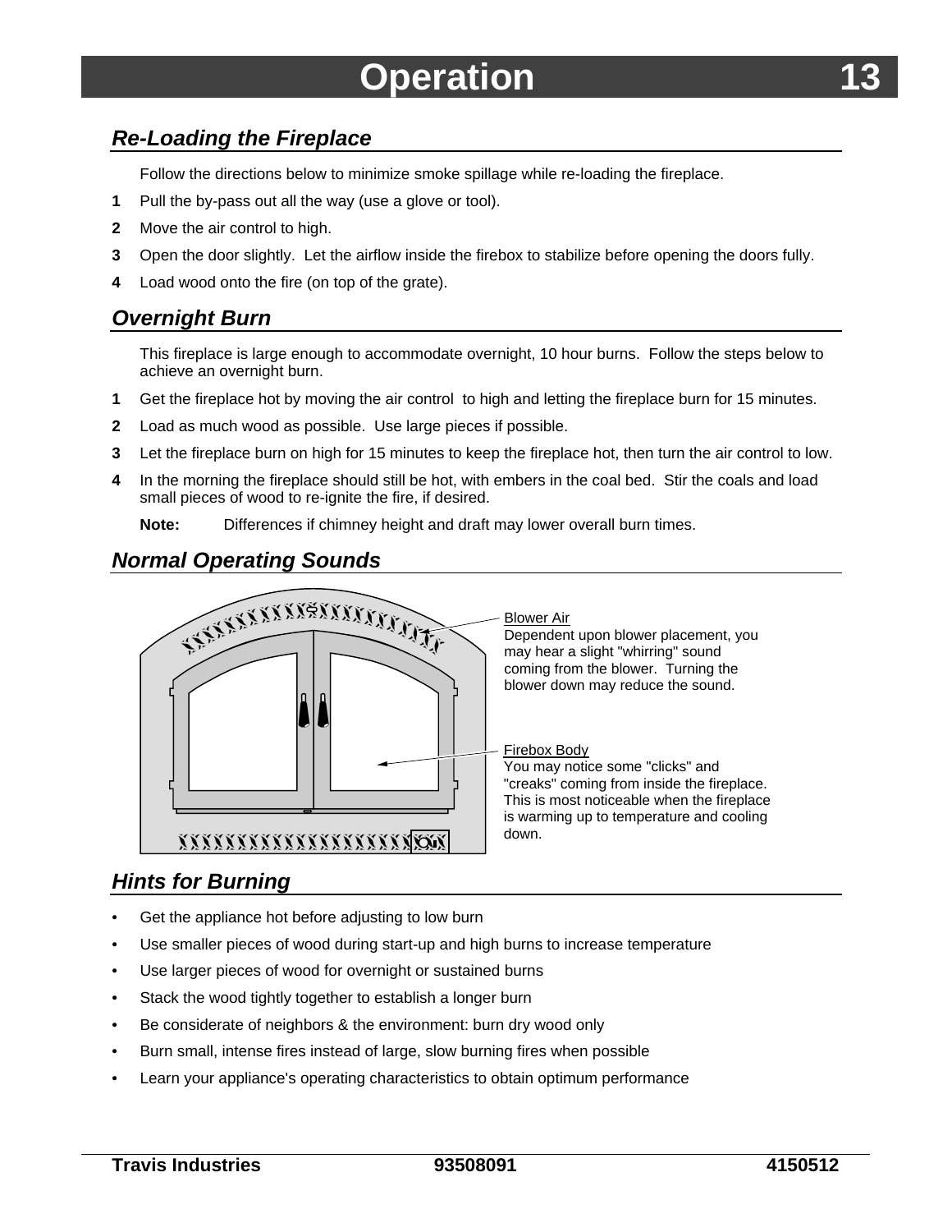# Operation

## Re-Loading the Fireplace

Follow the directions below to minimize smoke spillage while re-loading the fireplace.

**1** Pull the by-pass out all the way (use a glove or tool).

**2** Move the air control to high.

**3** Open the door slightly. Let the airflow inside the firebox to stabilize before opening the doors fully.

**4** Load wood onto the fire (on top of the grate).

## Overnight Burn

This fireplace is large enough to accommodate overnight, 10 hour burns. Follow the steps below to achieve an overnight burn.

**1** Get the fireplace hot by moving the air control to high and letting the fireplace burn for 15 minutes.

**2** Load as much wood as possible. Use large pieces if possible.

**3** Let the fireplace burn on high for 15 minutes to keep the fireplace hot, then turn the air control to low.

**4** In the morning the fireplace should still be hot, with embers in the coal bed. Stir the coals and load small pieces of wood to re-ignite the fire, if desired.

**Note:** Differences if chimney height and draft may lower overall burn times.

## Normal Operating Sounds

Blower Air
Dependent upon blower placement, you may hear a slight "whirring" sound coming from the blower. Turning the blower down may reduce the sound.

Firebox Body
You may notice some "clicks" and "creaks" coming from inside the fireplace. This is most noticeable when the fireplace is warming up to temperature and cooling down.

## Hints for Burning

- Get the appliance hot before adjusting to low burn
- Use smaller pieces of wood during start-up and high burns to increase temperature
- Use larger pieces of wood for overnight or sustained burns
- Stack the wood tightly together to establish a longer burn
- Be considerate of neighbors & the environment: burn dry wood only
- Burn small, intense fires instead of large, slow burning fires when possible
- Learn your appliance's operating characteristics to obtain optimum performance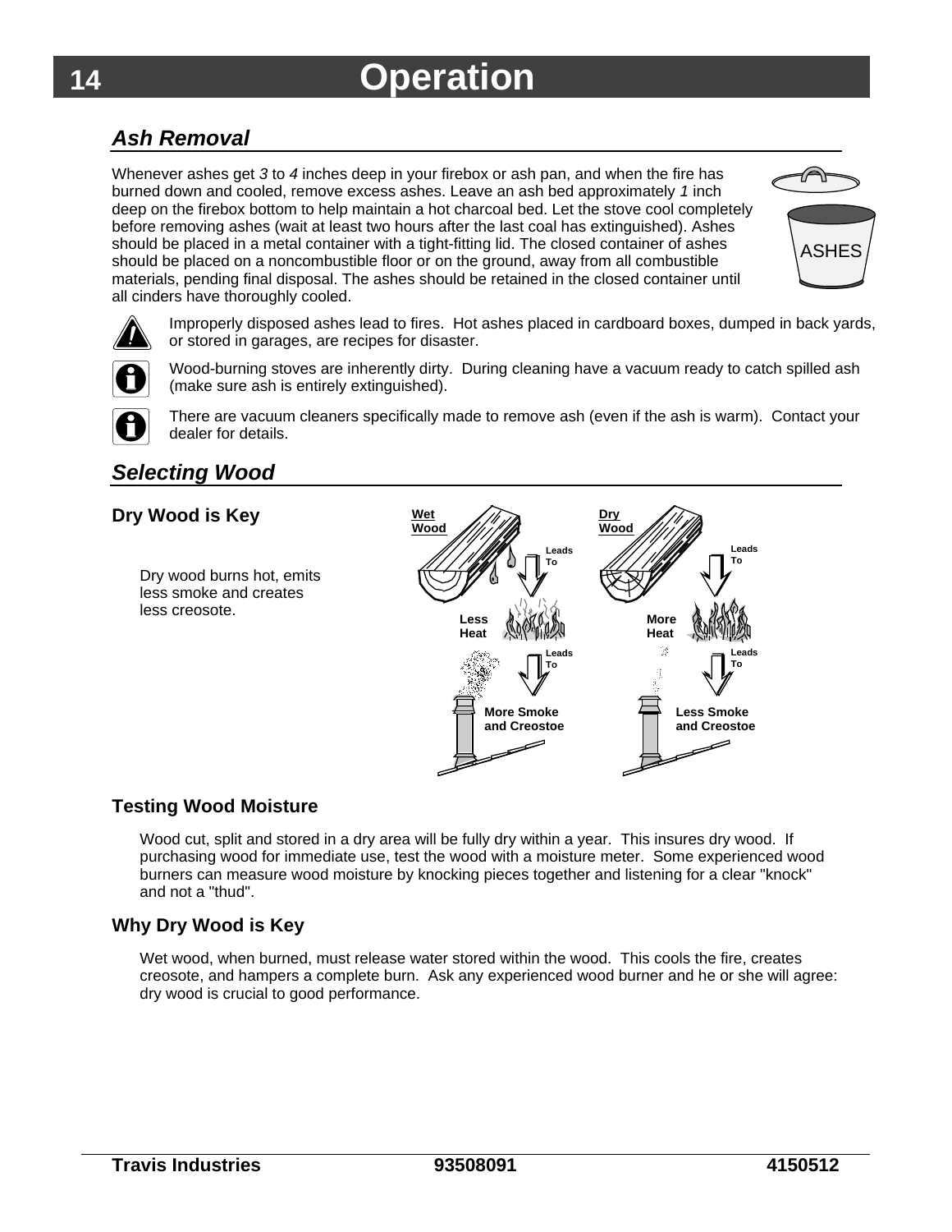# Operation

## *Ash Removal*

Whenever ashes get *3* to *4* inches deep in your firebox or ash pan, and when the fire has burned down and cooled, remove excess ashes. Leave an ash bed approximately *1* inch deep on the firebox bottom to help maintain a hot charcoal bed. Let the stove cool completely before removing ashes (wait at least two hours after the last coal has extinguished). Ashes should be placed in a metal container with a tight-fitting lid. The closed container of ashes should be placed on a noncombustible floor or on the ground, away from all combustible materials, pending final disposal. The ashes should be retained in the closed container until all cinders have thoroughly cooled.

Improperly disposed ashes lead to fires. Hot ashes placed in cardboard boxes, dumped in back yards, or stored in garages, are recipes for disaster.

Wood-burning stoves are inherently dirty. During cleaning have a vacuum ready to catch spilled ash (make sure ash is entirely extinguished).

There are vacuum cleaners specifically made to remove ash (even if the ash is warm). Contact your dealer for details.

## *Selecting Wood*

### Dry Wood is Key

Dry wood burns hot, emits less smoke and creates less creosote.

Wet Wood Leads To Less Heat Leads To More Smoke and Creostoe

Dry Wood Leads To More Heat Leads To Less Smoke and Creostoe

### Testing Wood Moisture

Wood cut, split and stored in a dry area will be fully dry within a year. This insures dry wood. If purchasing wood for immediate use, test the wood with a moisture meter. Some experienced wood burners can measure wood moisture by knocking pieces together and listening for a clear "knock" and not a "thud".

### Why Dry Wood is Key

Wet wood, when burned, must release water stored within the wood. This cools the fire, creates creosote, and hampers a complete burn. Ask any experienced wood burner and he or she will agree: dry wood is crucial to good performance.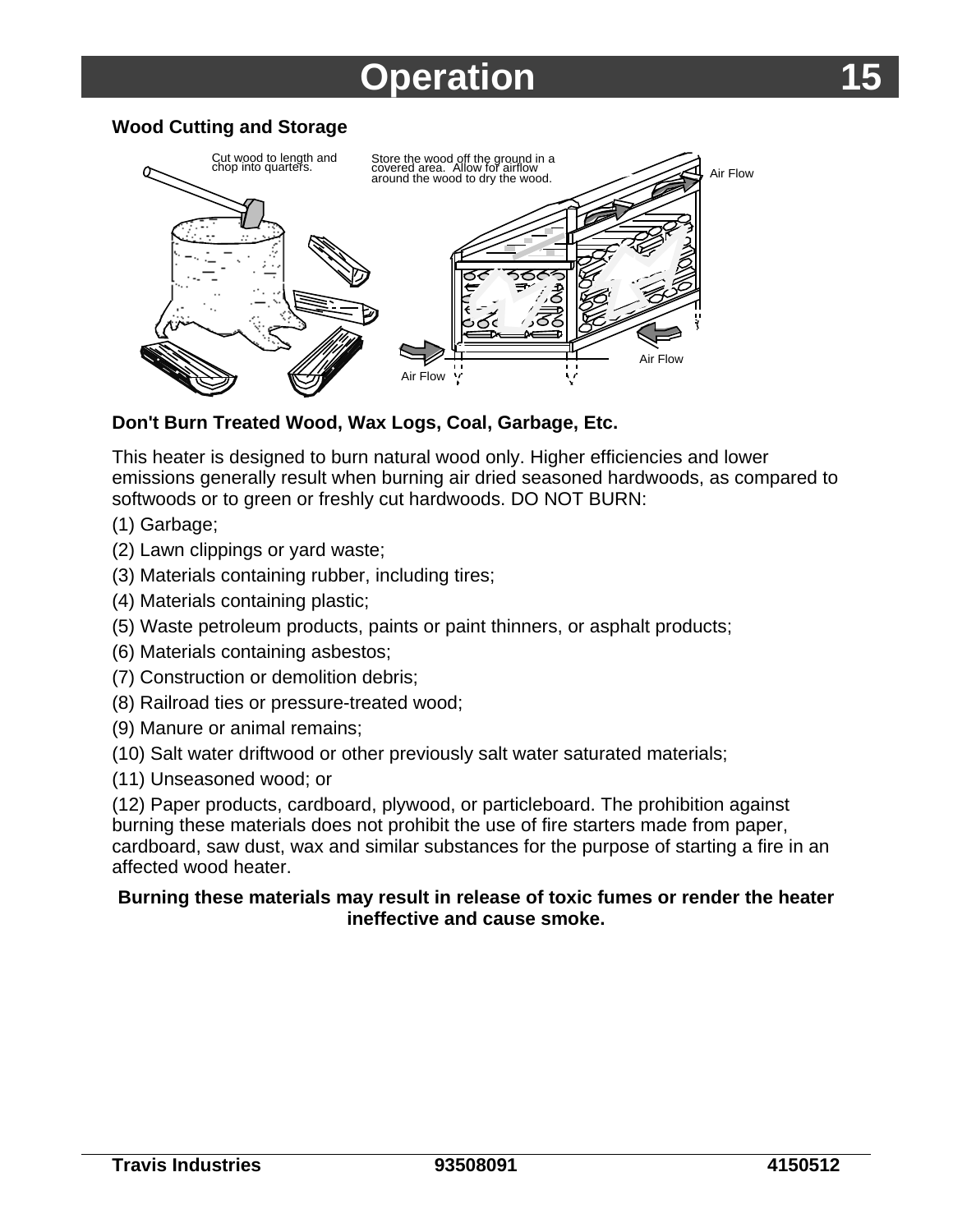## Wood Cutting and Storage

Cut wood to length and chop into quarters.

Store the wood off the ground in a covered area. Allow for airflow around the wood to dry the wood.

Air Flow

Air Flow

Air Flow

## Don't Burn Treated Wood, Wax Logs, Coal, Garbage, Etc.

This heater is designed to burn natural wood only. Higher efficiencies and lower emissions generally result when burning air dried seasoned hardwoods, as compared to softwoods or to green or freshly cut hardwoods. DO NOT BURN:

(1) Garbage;

(2) Lawn clippings or yard waste;

(3) Materials containing rubber, including tires;

(4) Materials containing plastic;

(5) Waste petroleum products, paints or paint thinners, or asphalt products;

(6) Materials containing asbestos;

(7) Construction or demolition debris;

(8) Railroad ties or pressure-treated wood;

(9) Manure or animal remains;

(10) Salt water driftwood or other previously salt water saturated materials;

(11) Unseasoned wood; or

(12) Paper products, cardboard, plywood, or particleboard. The prohibition against burning these materials does not prohibit the use of fire starters made from paper, cardboard, saw dust, wax and similar substances for the purpose of starting a fire in an affected wood heater.

**Burning these materials may result in release of toxic fumes or render the heater ineffective and cause smoke.**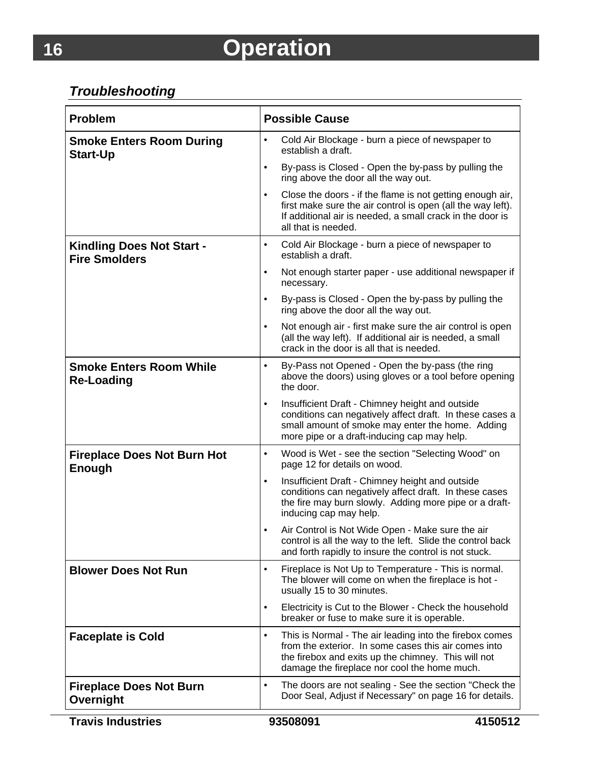# Operation

### *Troubleshooting*

| Problem | Possible Cause |
|---|---|
| **Smoke Enters Room During Start-Up** | • Cold Air Blockage - burn a piece of newspaper to establish a draft.<br>• By-pass is Closed - Open the by-pass by pulling the ring above the door all the way out.<br>• Close the doors - if the flame is not getting enough air, first make sure the air control is open (all the way left). If additional air is needed, a small crack in the door is all that is needed. |
| **Kindling Does Not Start - Fire Smolders** | • Cold Air Blockage - burn a piece of newspaper to establish a draft.<br>• Not enough starter paper - use additional newspaper if necessary.<br>• By-pass is Closed - Open the by-pass by pulling the ring above the door all the way out.<br>• Not enough air - first make sure the air control is open (all the way left). If additional air is needed, a small crack in the door is all that is needed. |
| **Smoke Enters Room While Re-Loading** | • By-Pass not Opened - Open the by-pass (the ring above the doors) using gloves or a tool before opening the door.<br>• Insufficient Draft - Chimney height and outside conditions can negatively affect draft. In these cases a small amount of smoke may enter the home. Adding more pipe or a draft-inducing cap may help. |
| **Fireplace Does Not Burn Hot Enough** | • Wood is Wet - see the section "Selecting Wood" on page 12 for details on wood.<br>• Insufficient Draft - Chimney height and outside conditions can negatively affect draft. In these cases the fire may burn slowly. Adding more pipe or a draft-inducing cap may help.<br>• Air Control is Not Wide Open - Make sure the air control is all the way to the left. Slide the control back and forth rapidly to insure the control is not stuck. |
| **Blower Does Not Run** | • Fireplace is Not Up to Temperature - This is normal. The blower will come on when the fireplace is hot - usually 15 to 30 minutes.<br>• Electricity is Cut to the Blower - Check the household breaker or fuse to make sure it is operable. |
| **Faceplate is Cold** | • This is Normal - The air leading into the firebox comes from the exterior. In some cases this air comes into the firebox and exits up the chimney. This will not damage the fireplace nor cool the home much. |
| **Fireplace Does Not Burn Overnight** | • The doors are not sealing - See the section "Check the Door Seal, Adjust if Necessary" on page 16 for details. |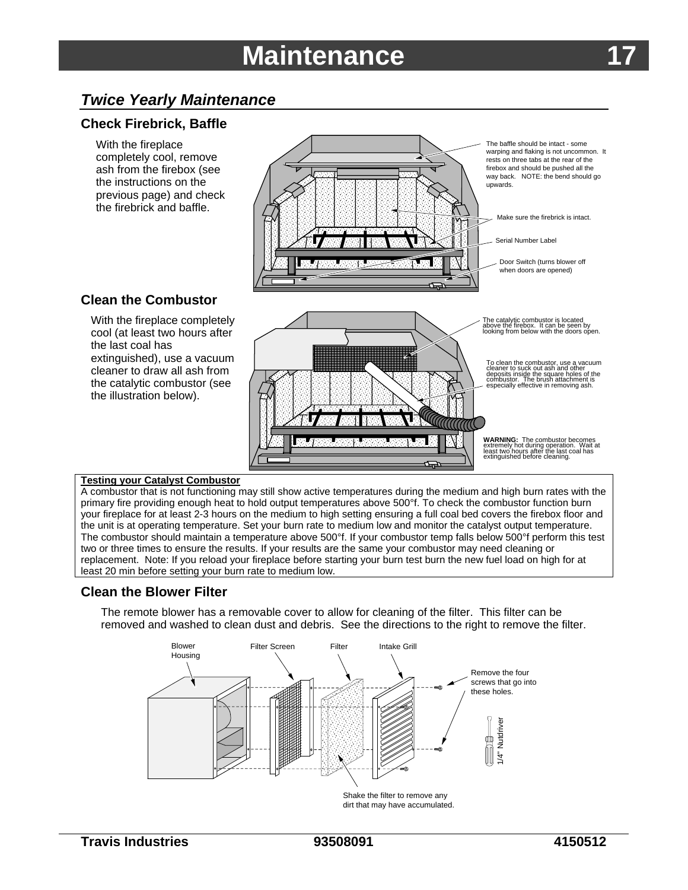## *Twice Yearly Maintenance*

### Check Firebrick, Baffle

With the fireplace completely cool, remove ash from the firebox (see the instructions on the previous page) and check the firebrick and baffle.

The baffle should be intact - some warping and flaking is not uncommon. It rests on three tabs at the rear of the firebox and should be pushed all the way back. NOTE: the bend should go upwards.

Make sure the firebrick is intact.

Serial Number Label

Door Switch (turns blower off when doors are opened)

### Clean the Combustor

With the fireplace completely cool (at least two hours after the last coal has extinguished), use a vacuum cleaner to draw all ash from the catalytic combustor (see the illustration below).

The catalytic combustor is located above the firebox. It can be seen by looking from below with the doors open.

To clean the combustor, use a vacuum cleaner to suck out ash and other deposits inside the square holes of the combustor. The brush attachment is especially effective in removing ash.

**WARNING:** The combustor becomes extremely hot during operation. Wait at least two hours after the last coal has extinguished before cleaning.

**Testing your Catalyst Combustor**

A combustor that is not functioning may still show active temperatures during the medium and high burn rates with the primary fire providing enough heat to hold output temperatures above 500°f. To check the combustor function burn your fireplace for at least 2-3 hours on the medium to high setting ensuring a full coal bed covers the firebox floor and the unit is at operating temperature. Set your burn rate to medium low and monitor the catalyst output temperature. The combustor should maintain a temperature above 500°f. If your combustor temp falls below 500°f perform this test two or three times to ensure the results. If your results are the same your combustor may need cleaning or replacement. Note: If you reload your fireplace before starting your burn test burn the new fuel load on high for at least 20 min before setting your burn rate to medium low.

### Clean the Blower Filter

The remote blower has a removable cover to allow for cleaning of the filter. This filter can be removed and washed to clean dust and debris. See the directions to the right to remove the filter.

Blower Housing

Filter Screen

Filter

Intake Grill

Remove the four screws that go into these holes.

1/4" Nutdriver

Shake the filter to remove any dirt that may have accumulated.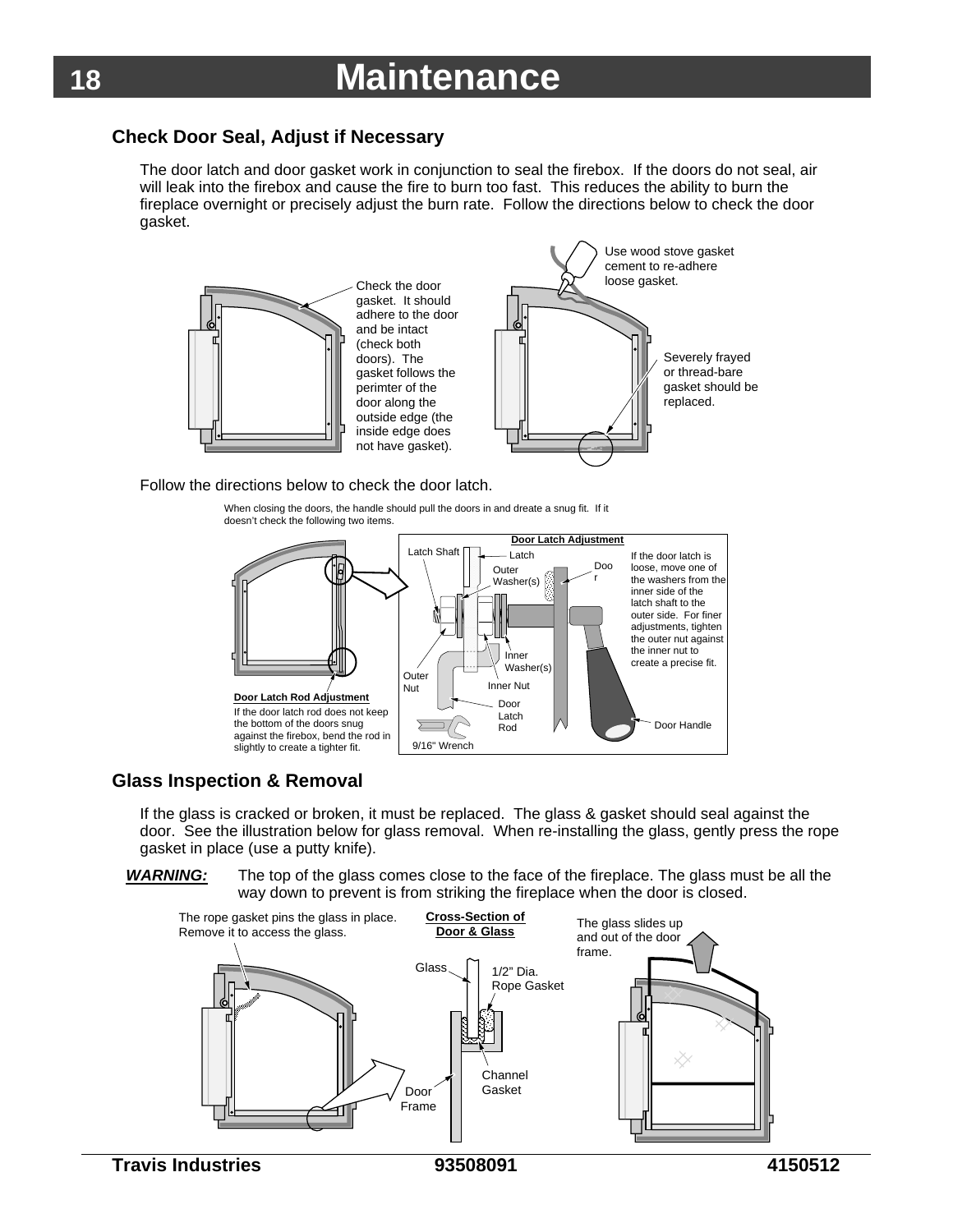# Maintenance

## Check Door Seal, Adjust if Necessary

The door latch and door gasket work in conjunction to seal the firebox. If the doors do not seal, air will leak into the firebox and cause the fire to burn too fast. This reduces the ability to burn the fireplace overnight or precisely adjust the burn rate. Follow the directions below to check the door gasket.

Check the door gasket. It should adhere to the door and be intact (check both doors). The gasket follows the perimter of the door along the outside edge (the inside edge does not have gasket).

Use wood stove gasket cement to re-adhere loose gasket.

Severely frayed or thread-bare gasket should be replaced.

Follow the directions below to check the door latch.

When closing the doors, the handle should pull the doors in and dreate a snug fit. If it doesn't check the following two items.

**Door Latch Rod Adjustment**

If the door latch rod does not keep the bottom of the doors snug against the firebox, bend the rod in slightly to create a tighter fit.

**Door Latch Adjustment**

Latch Shaft, Latch, Outer Washer(s), Door, Inner Washer(s), Outer Nut, Inner Nut, Door Latch Rod, Door Handle, 9/16" Wrench

If the door latch is loose, move one of the washers from the inner side of the latch shaft to the outer side. For finer adjustments, tighten the outer nut against the inner nut to create a precise fit.

## Glass Inspection & Removal

If the glass is cracked or broken, it must be replaced. The glass & gasket should seal against the door. See the illustration below for glass removal. When re-installing the glass, gently press the rope gasket in place (use a putty knife).

***WARNING:*** The top of the glass comes close to the face of the fireplace. The glass must be all the way down to prevent is from striking the fireplace when the door is closed.

The rope gasket pins the glass in place. Remove it to access the glass.

**Cross-Section of Door & Glass**

Glass, 1/2" Dia. Rope Gasket, Channel Gasket, Door Frame

The glass slides up and out of the door frame.

Travis Industries | 93508091 | 4150512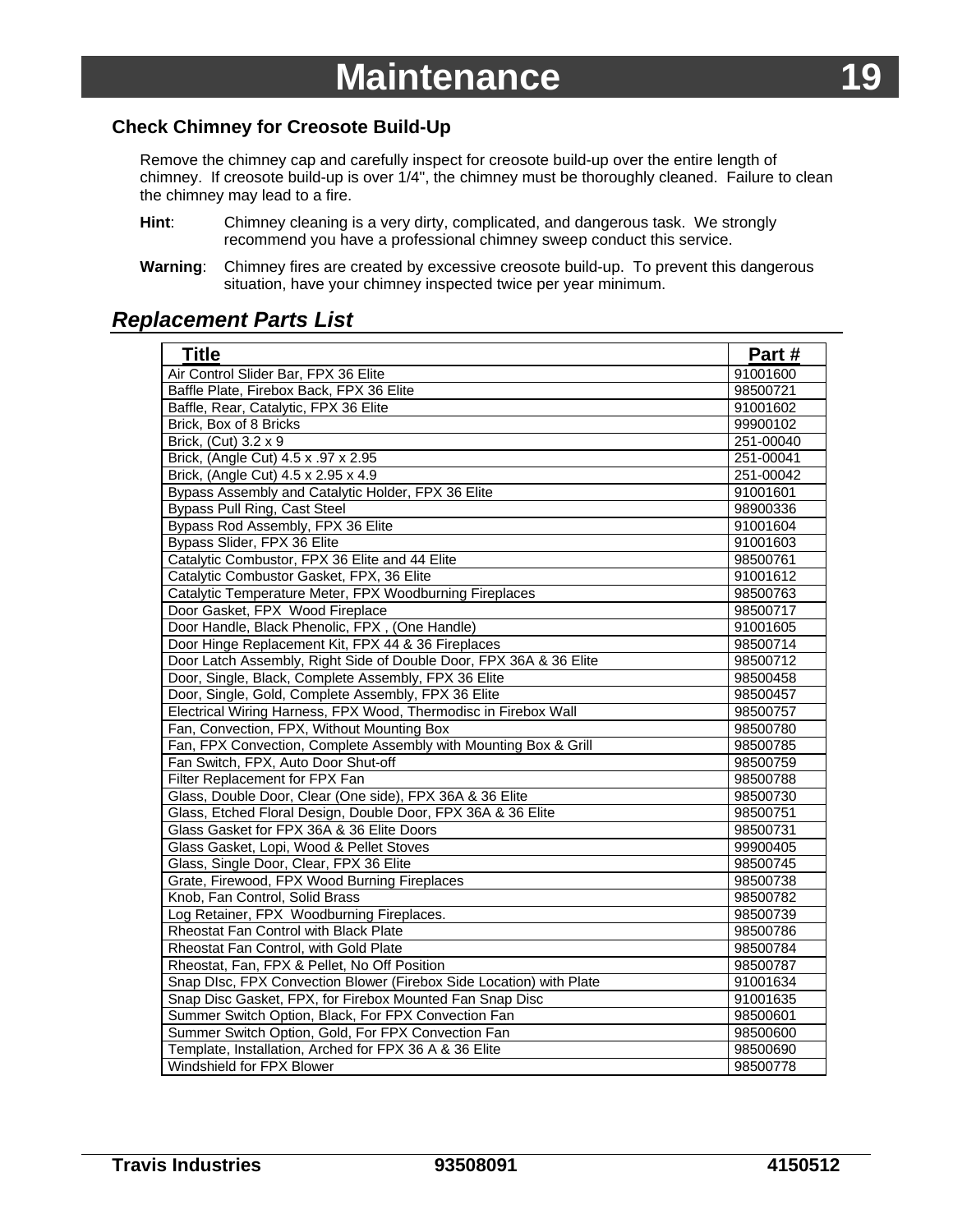# Maintenance

### Check Chimney for Creosote Build-Up

Remove the chimney cap and carefully inspect for creosote build-up over the entire length of chimney. If creosote build-up is over 1/4", the chimney must be thoroughly cleaned. Failure to clean the chimney may lead to a fire.

**Hint**: Chimney cleaning is a very dirty, complicated, and dangerous task. We strongly recommend you have a professional chimney sweep conduct this service.

**Warning**: Chimney fires are created by excessive creosote build-up. To prevent this dangerous situation, have your chimney inspected twice per year minimum.

## *Replacement Parts List*

| Title | Part # |
|---|---|
| Air Control Slider Bar, FPX 36 Elite | 91001600 |
| Baffle Plate, Firebox Back, FPX 36 Elite | 98500721 |
| Baffle, Rear, Catalytic, FPX 36 Elite | 91001602 |
| Brick, Box of 8 Bricks | 99900102 |
| Brick, (Cut) 3.2 x 9 | 251-00040 |
| Brick, (Angle Cut) 4.5 x .97 x 2.95 | 251-00041 |
| Brick, (Angle Cut) 4.5 x 2.95 x 4.9 | 251-00042 |
| Bypass Assembly and Catalytic Holder, FPX 36 Elite | 91001601 |
| Bypass Pull Ring, Cast Steel | 98900336 |
| Bypass Rod Assembly, FPX 36 Elite | 91001604 |
| Bypass Slider, FPX 36 Elite | 91001603 |
| Catalytic Combustor, FPX 36 Elite and 44 Elite | 98500761 |
| Catalytic Combustor Gasket, FPX, 36 Elite | 91001612 |
| Catalytic Temperature Meter, FPX Woodburning Fireplaces | 98500763 |
| Door Gasket, FPX Wood Fireplace | 98500717 |
| Door Handle, Black Phenolic, FPX , (One Handle) | 91001605 |
| Door Hinge Replacement Kit, FPX 44 & 36 Fireplaces | 98500714 |
| Door Latch Assembly, Right Side of Double Door, FPX 36A & 36 Elite | 98500712 |
| Door, Single, Black, Complete Assembly, FPX 36 Elite | 98500458 |
| Door, Single, Gold, Complete Assembly, FPX 36 Elite | 98500457 |
| Electrical Wiring Harness, FPX Wood, Thermodisc in Firebox Wall | 98500757 |
| Fan, Convection, FPX, Without Mounting Box | 98500780 |
| Fan, FPX Convection, Complete Assembly with Mounting Box & Grill | 98500785 |
| Fan Switch, FPX, Auto Door Shut-off | 98500759 |
| Filter Replacement for FPX Fan | 98500788 |
| Glass, Double Door, Clear (One side), FPX 36A & 36 Elite | 98500730 |
| Glass, Etched Floral Design, Double Door, FPX 36A & 36 Elite | 98500751 |
| Glass Gasket for FPX 36A & 36 Elite Doors | 98500731 |
| Glass Gasket, Lopi, Wood & Pellet Stoves | 99900405 |
| Glass, Single Door, Clear, FPX 36 Elite | 98500745 |
| Grate, Firewood, FPX Wood Burning Fireplaces | 98500738 |
| Knob, Fan Control, Solid Brass | 98500782 |
| Log Retainer, FPX Woodburning Fireplaces. | 98500739 |
| Rheostat Fan Control with Black Plate | 98500786 |
| Rheostat Fan Control, with Gold Plate | 98500784 |
| Rheostat, Fan, FPX & Pellet, No Off Position | 98500787 |
| Snap DIsc, FPX Convection Blower (Firebox Side Location) with Plate | 91001634 |
| Snap Disc Gasket, FPX, for Firebox Mounted Fan Snap Disc | 91001635 |
| Summer Switch Option, Black, For FPX Convection Fan | 98500601 |
| Summer Switch Option, Gold, For FPX Convection Fan | 98500600 |
| Template, Installation, Arched for FPX 36 A & 36 Elite | 98500690 |
| Windshield for FPX Blower | 98500778 |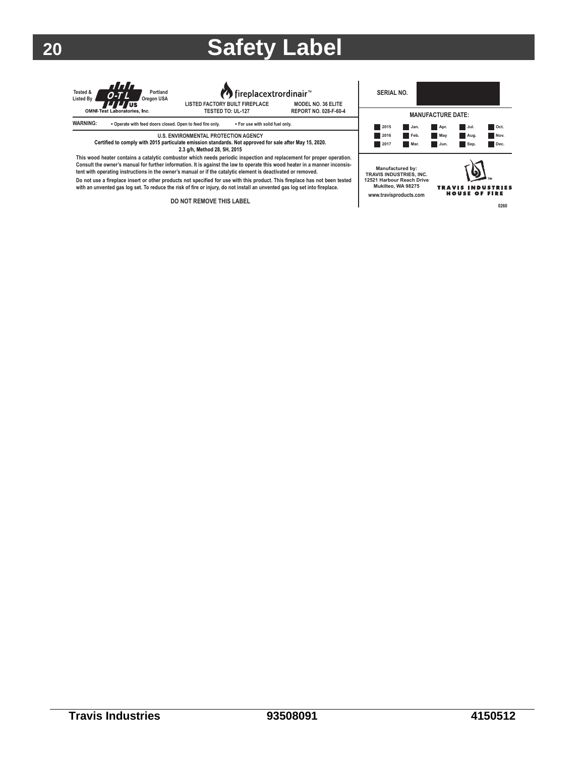# Safety Label

Tested & Listed By O-T-L US Portland Oregon USA
OMNI-Test Laboratories, Inc.

fireplacextrordinair™

LISTED FACTORY BUILT FIREPLACE — TESTED TO: UL-127

MODEL NO. 36 ELITE — REPORT NO. 028-F-60-4

**WARNING:**
- Operate with feed doors closed. Open to feed fire only.
- For use with solid fuel only.

**U.S. ENVIRONMENTAL PROTECTION AGENCY**
**Certified to comply with 2015 particulate emission standards. Not approved for sale after May 15, 2020.**
**2.3 g/h, Method 28, 5H, 2015**

**This wood heater contains a catalytic combustor which needs periodic inspection and replacement for proper operation. Consult the owner's manual for further information. It is against the law to operate this wood heater in a manner inconsistent with operating instructions in the owner's manual or if the catalytic element is deactivated or removed.**

**Do not use a fireplace insert or other products not specified for use with this product. This fireplace has not been tested with an unvented gas log set. To reduce the risk of fire or injury, do not install an unvented gas log set into fireplace.**

**DO NOT REMOVE THIS LABEL**

**SERIAL NO.**

**MANUFACTURE DATE:**

| | | | | |
|---|---|---|---|---|
| 2015 | Jan. | Apr. | Jul. | Oct. |
| 2016 | Feb. | May | Aug. | Nov. |
| 2017 | Mar. | Jun. | Sep. | Dec. |

Manufactured by:
TRAVIS INDUSTRIES, INC.
12521 Harbour Reach Drive
Mukilteo, WA 98275
www.travisproducts.com

TRAVIS INDUSTRIES HOUSE OF FIRE ™

0260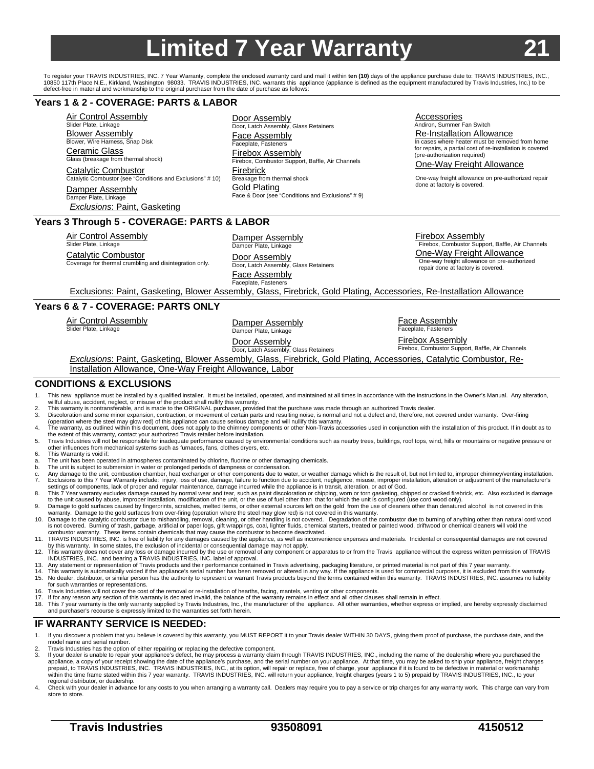# Limited 7 Year Warranty

To register your TRAVIS INDUSTRIES, INC. 7 Year Warranty, complete the enclosed warranty card and mail it within **ten (10)** days of the appliance purchase date to: TRAVIS INDUSTRIES, INC., 10850 117th Place N.E., Kirkland, Washington 98033. TRAVIS INDUSTRIES, INC. warrants this appliance (appliance is defined as the equipment manufactured by Travis Industries, Inc.) to be defect-free in material and workmanship to the original purchaser from the date of purchase as follows:

## Years 1 & 2 - COVERAGE: PARTS & LABOR

**Air Control Assembly**
Slider Plate, Linkage

**Blower Assembly**
Blower, Wire Harness, Snap Disk

**Ceramic Glass**
Glass (breakage from thermal shock)

**Catalytic Combustor**
Catalytic Combustor (see "Conditions and Exclusions" # 10)

**Damper Assembly**
Damper Plate, Linkage

**Door Assembly**
Door, Latch Assembly, Glass Retainers

**Face Assembly**
Faceplate, Fasteners

**Firebox Assembly**
Firebox, Combustor Support, Baffle, Air Channels

**Firebrick**
Breakage from thermal shock

**Gold Plating**
Face & Door (see "Conditions and Exclusions" # 9)

**Accessories**
Andiron, Summer Fan Switch

**Re-Installation Allowance**
In cases where heater must be removed from home for repairs, a partial cost of re-installation is covered (pre-authorization required)

**One-Way Freight Allowance**
One-way freight allowance on pre-authorized repair done at factory is covered.

*Exclusions*: Paint, Gasketing

## Years 3 Through 5 - COVERAGE: PARTS & LABOR

**Air Control Assembly**
Slider Plate, Linkage

**Catalytic Combustor**
Coverage for thermal crumbling and disintegration only.

**Damper Assembly**
Damper Plate, Linkage

**Door Assembly**
Door, Latch Assembly, Glass Retainers

**Face Assembly**
Faceplate, Fasteners

**Firebox Assembly**
Firebox, Combustor Support, Baffle, Air Channels

**One-Way Freight Allowance**
One-way freight allowance on pre-authorized repair done at factory is covered.

Exclusions: Paint, Gasketing, Blower Assembly, Glass, Firebrick, Gold Plating, Accessories, Re-Installation Allowance

## Years 6 & 7 - COVERAGE: PARTS ONLY

**Air Control Assembly**
Slider Plate, Linkage

**Damper Assembly**
Damper Plate, Linkage

**Door Assembly**
Door, Latch Assembly, Glass Retainers

**Face Assembly**
Faceplate, Fasteners

**Firebox Assembly**
Firebox, Combustor Support, Baffle, Air Channels

*Exclusions*: Paint, Gasketing, Blower Assembly, Glass, Firebrick, Gold Plating, Accessories, Catalytic Combustor, Re-Installation Allowance, One-Way Freight Allowance, Labor

## CONDITIONS & EXCLUSIONS

1. This new appliance must be installed by a qualified installer. It must be installed, operated, and maintained at all times in accordance with the instructions in the Owner's Manual. Any alteration, willful abuse, accident, neglect, or misuse of the product shall nullify this warranty.
2. This warranty is nontransferable, and is made to the ORIGINAL purchaser, provided that the purchase was made through an authorized Travis dealer.
3. Discoloration and some minor expansion, contraction, or movement of certain parts and resulting noise, is normal and not a defect and, therefore, not covered under warranty. Over-firing (operation where the steel may glow red) of this appliance can cause serious damage and will nullify this warranty.
4. The warranty, as outlined within this document, does not apply to the chimney components or other Non-Travis accessories used in conjunction with the installation of this product. If in doubt as to the extent of this warranty, contact your authorized Travis retailer before installation.
5. Travis Industries will not be responsible for inadequate performance caused by environmental conditions such as nearby trees, buildings, roof tops, wind, hills or mountains or negative pressure or other influences from mechanical systems such as furnaces, fans, clothes dryers, etc.
6. This Warranty is void if:
   a. The unit has been operated in atmospheres contaminated by chlorine, fluorine or other damaging chemicals.
   b. The unit is subject to submersion in water or prolonged periods of dampness or condensation.
   c. Any damage to the unit, combustion chamber, heat exchanger or other components due to water, or weather damage which is the result of, but not limited to, improper chimney/venting installation.
7. Exclusions to this 7 Year Warranty include: injury, loss of use, damage, failure to function due to accident, negligence, misuse, improper installation, alteration or adjustment of the manufacturer's settings of components, lack of proper and regular maintenance, damage incurred while the appliance is in transit, alteration, or act of God.
8. This 7 Year warranty excludes damage caused by normal wear and tear, such as paint discoloration or chipping, worn or torn gasketing, chipped or cracked firebrick, etc. Also excluded is damage to the unit caused by abuse, improper installation, modification of the unit, or the use of fuel other than that for which the unit is configured (use cord wood only).
9. Damage to gold surfaces caused by fingerprints, scratches, melted items, or other external sources left on the gold from the use of cleaners other than denatured alcohol is not covered in this warranty. Damage to the gold surfaces from over-firing (operation where the steel may glow red) is not covered in this warranty.
10. Damage to the catalytic combustor due to mishandling, removal, cleaning, or other handling is not covered. Degradation of the combustor due to burning of anything other than natural cord wood is not covered. Burning of trash, garbage, artificial or paper logs, gift wrappings, coal, lighter fluids, chemical starters, treated or painted wood, driftwood or chemical cleaners will void the combustor warranty. These items contain chemicals that may cause the combustor to become deactivated.
11. TRAVIS INDUSTRIES, INC. is free of liability for any damages caused by the appliance, as well as inconvenience expenses and materials. Incidental or consequential damages are not covered by this warranty. In some states, the exclusion of incidental or consequential damage may not apply.
12. This warranty does not cover any loss or damage incurred by the use or removal of any component or apparatus to or from the Travis appliance without the express written permission of TRAVIS INDUSTRIES, INC. and bearing a TRAVIS INDUSTRIES, INC. label of approval.
13. Any statement or representation of Travis products and their performance contained in Travis advertising, packaging literature, or printed material is not part of this 7 year warranty.
14. This warranty is automatically voided if the appliance's serial number has been removed or altered in any way. If the appliance is used for commercial purposes, it is excluded from this warranty.
15. No dealer, distributor, or similar person has the authority to represent or warrant Travis products beyond the terms contained within this warranty. TRAVIS INDUSTRIES, INC. assumes no liability for such warranties or representations.
16. Travis Industries will not cover the cost of the removal or re-installation of hearths, facing, mantels, venting or other components.
17. If for any reason any section of this warranty is declared invalid, the balance of the warranty remains in effect and all other clauses shall remain in effect.
18. This 7 year warranty is the only warranty supplied by Travis Industries, Inc., the manufacturer of the appliance. All other warranties, whether express or implied, are hereby expressly disclaimed and purchaser's recourse is expressly limited to the warranties set forth herein.

## IF WARRANTY SERVICE IS NEEDED:

1. If you discover a problem that you believe is covered by this warranty, you MUST REPORT it to your Travis dealer WITHIN 30 DAYS, giving them proof of purchase, the purchase date, and the model name and serial number.
2. Travis Industries has the option of either repairing or replacing the defective component.
3. If your dealer is unable to repair your appliance's defect, he may process a warranty claim through TRAVIS INDUSTRIES, INC., including the name of the dealership where you purchased the appliance, a copy of your receipt showing the date of the appliance's purchase, and the serial number on your appliance. At that time, you may be asked to ship your appliance, freight charges prepaid, to TRAVIS INDUSTRIES, INC. TRAVIS INDUSTRIES, INC., at its option, will repair or replace, free of charge, your appliance if it is found to be defective in material or workmanship within the time frame stated within this 7 year warranty. TRAVIS INDUSTRIES, INC. will return your appliance, freight charges (years 1 to 5) prepaid by TRAVIS INDUSTRIES, INC., to your regional distributor, or dealership.
4. Check with your dealer in advance for any costs to you when arranging a warranty call. Dealers may require you to pay a service or trip charges for any warranty work. This charge can vary from store to store.

**Travis Industries** **93508091** **4150512**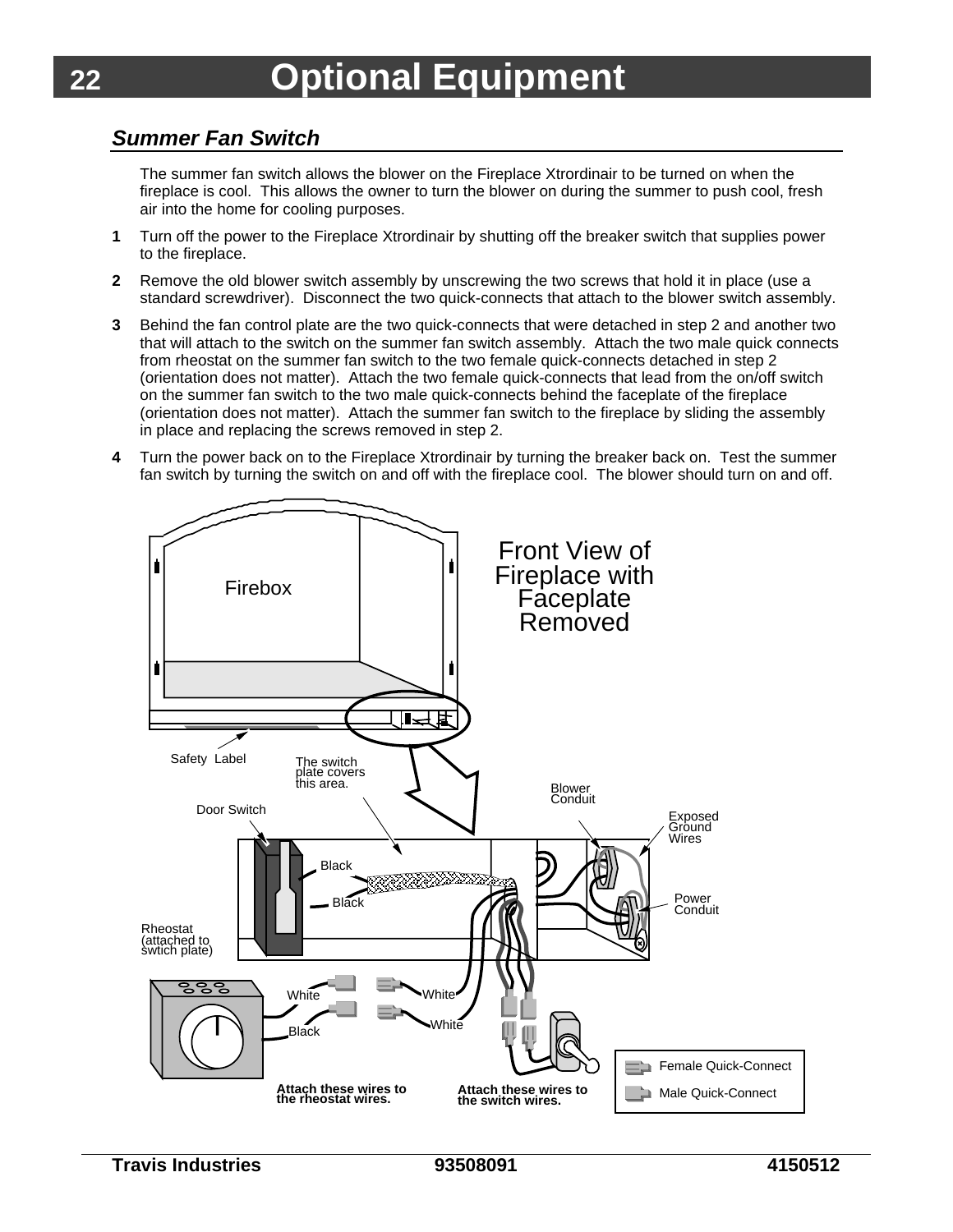# Optional Equipment

## *Summer Fan Switch*

The summer fan switch allows the blower on the Fireplace Xtrordinair to be turned on when the fireplace is cool. This allows the owner to turn the blower on during the summer to push cool, fresh air into the home for cooling purposes.

**1** Turn off the power to the Fireplace Xtrordinair by shutting off the breaker switch that supplies power to the fireplace.

**2** Remove the old blower switch assembly by unscrewing the two screws that hold it in place (use a standard screwdriver). Disconnect the two quick-connects that attach to the blower switch assembly.

**3** Behind the fan control plate are the two quick-connects that were detached in step 2 and another two that will attach to the switch on the summer fan switch assembly. Attach the two male quick connects from rheostat on the summer fan switch to the two female quick-connects detached in step 2 (orientation does not matter). Attach the two female quick-connects that lead from the on/off switch on the summer fan switch to the two male quick-connects behind the faceplate of the fireplace (orientation does not matter). Attach the summer fan switch to the fireplace by sliding the assembly in place and replacing the screws removed in step 2.

**4** Turn the power back on to the Fireplace Xtrordinair by turning the breaker back on. Test the summer fan switch by turning the switch on and off with the fireplace cool. The blower should turn on and off.

Front View of Fireplace with Faceplate Removed

Firebox

Safety Label

The switch plate covers this area.

Door Switch

Blower Conduit

Exposed Ground Wires

Power Conduit

Black

Black

Rheostat (attached to swtich plate)

White

White

Black

White

Attach these wires to the rheostat wires.

Attach these wires to the switch wires.

Female Quick-Connect

Male Quick-Connect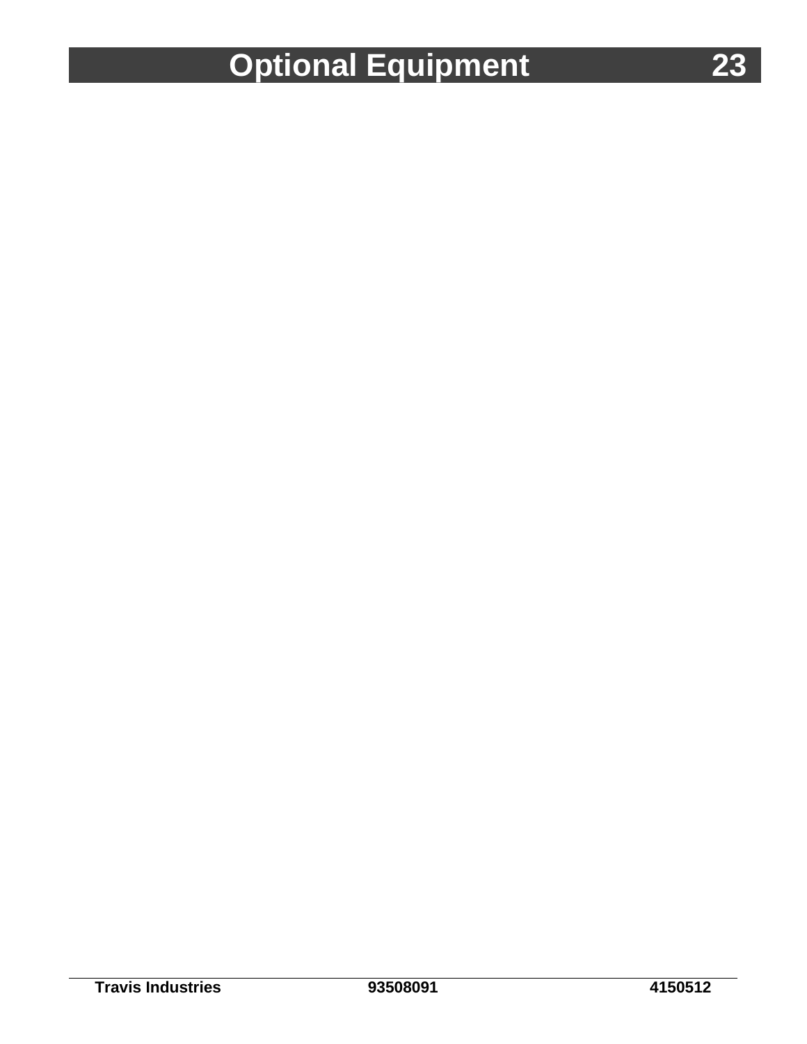# Optional Equipment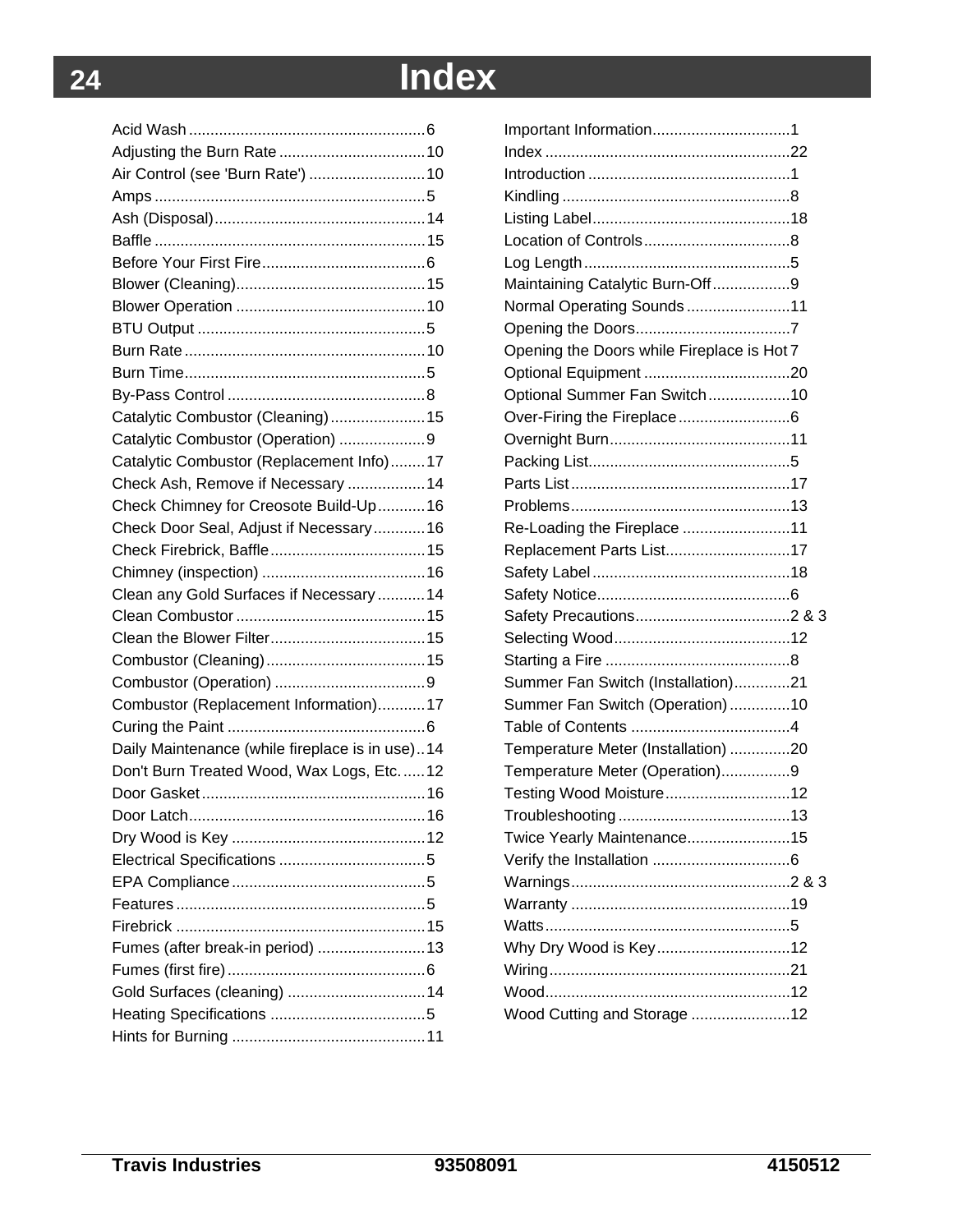# Index

Acid Wash......................................................6
Adjusting the Burn Rate..................................10
Air Control (see 'Burn Rate')...........................10
Amps..............................................................5
Ash (Disposal)................................................14
Baffle..............................................................15
Before Your First Fire.....................................6
Blower (Cleaning)...........................................15
Blower Operation...........................................10
BTU Output....................................................5
Burn Rate.......................................................10
Burn Time.......................................................5
By-Pass Control..............................................8
Catalytic Combustor (Cleaning)......................15
Catalytic Combustor (Operation)....................9
Catalytic Combustor (Replacement Info)........17
Check Ash, Remove if Necessary..................14
Check Chimney for Creosote Build-Up...........16
Check Door Seal, Adjust if Necessary............16
Check Firebrick, Baffle...................................15
Chimney (inspection).....................................16
Clean any Gold Surfaces if Necessary...........14
Clean Combustor...........................................15
Clean the Blower Filter...................................15
Combustor (Cleaning)....................................15
Combustor (Operation)..................................9
Combustor (Replacement Information)...........17
Curing the Paint.............................................6
Daily Maintenance (while fireplace is in use)..14
Don't Burn Treated Wood, Wax Logs, Etc......12
Door Gasket...................................................16
Door Latch......................................................16
Dry Wood is Key............................................12
Electrical Specifications.................................5
EPA Compliance............................................5
Features.........................................................5
Firebrick.........................................................15
Fumes (after break-in period).........................13
Fumes (first fire).............................................6
Gold Surfaces (cleaning)................................14
Heating Specifications...................................5
Hints for Burning............................................11
Important Information.....................................1
Index..............................................................22
Introduction....................................................1
Kindling..........................................................8
Listing Label...................................................18
Location of Controls.......................................8
Log Length.....................................................5
Maintaining Catalytic Burn-Off........................9
Normal Operating Sounds..............................11
Opening the Doors..........................................7
Opening the Doors while Fireplace is Hot 7
Optional Equipment........................................20
Optional Summer Fan Switch.........................10
Over-Firing the Fireplace................................6
Overnight Burn...............................................11
Packing List....................................................5
Parts List........................................................17
Problems........................................................13
Re-Loading the Fireplace...............................11
Replacement Parts List..................................17
Safety Label...................................................18
Safety Notice..................................................6
Safety Precautions.........................................2 & 3
Selecting Wood..............................................12
Starting a Fire.................................................8
Summer Fan Switch (Installation)...................21
Summer Fan Switch (Operation)....................10
Table of Contents...........................................4
Temperature Meter (Installation)....................20
Temperature Meter (Operation)......................9
Testing Wood Moisture...................................12
Troubleshooting..............................................13
Twice Yearly Maintenance..............................15
Verify the Installation......................................6
Warnings........................................................2 & 3
Warranty.........................................................19
Watts...............................................................5
Why Dry Wood is Key.....................................12
Wiring..............................................................21
Wood...............................................................12
Wood Cutting and Storage.............................12